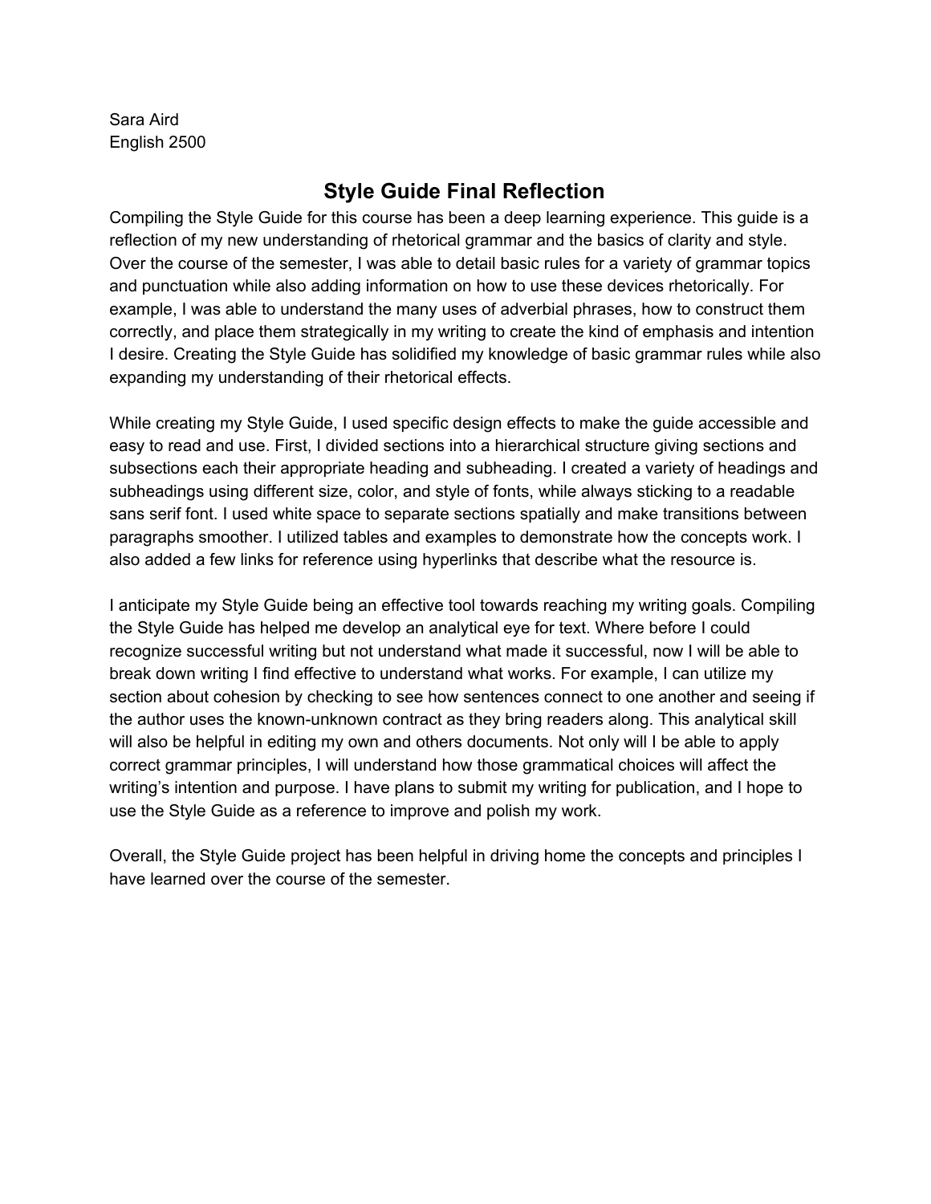Sara Aird
English 2500

# Style Guide Final Reflection

Compiling the Style Guide for this course has been a deep learning experience. This guide is a reflection of my new understanding of rhetorical grammar and the basics of clarity and style. Over the course of the semester, I was able to detail basic rules for a variety of grammar topics and punctuation while also adding information on how to use these devices rhetorically. For example, I was able to understand the many uses of adverbial phrases, how to construct them correctly, and place them strategically in my writing to create the kind of emphasis and intention I desire. Creating the Style Guide has solidified my knowledge of basic grammar rules while also expanding my understanding of their rhetorical effects.

While creating my Style Guide, I used specific design effects to make the guide accessible and easy to read and use. First, I divided sections into a hierarchical structure giving sections and subsections each their appropriate heading and subheading. I created a variety of headings and subheadings using different size, color, and style of fonts, while always sticking to a readable sans serif font. I used white space to separate sections spatially and make transitions between paragraphs smoother. I utilized tables and examples to demonstrate how the concepts work. I also added a few links for reference using hyperlinks that describe what the resource is.

I anticipate my Style Guide being an effective tool towards reaching my writing goals. Compiling the Style Guide has helped me develop an analytical eye for text. Where before I could recognize successful writing but not understand what made it successful, now I will be able to break down writing I find effective to understand what works. For example, I can utilize my section about cohesion by checking to see how sentences connect to one another and seeing if the author uses the known-unknown contract as they bring readers along. This analytical skill will also be helpful in editing my own and others documents. Not only will I be able to apply correct grammar principles, I will understand how those grammatical choices will affect the writing's intention and purpose. I have plans to submit my writing for publication, and I hope to use the Style Guide as a reference to improve and polish my work.

Overall, the Style Guide project has been helpful in driving home the concepts and principles I have learned over the course of the semester.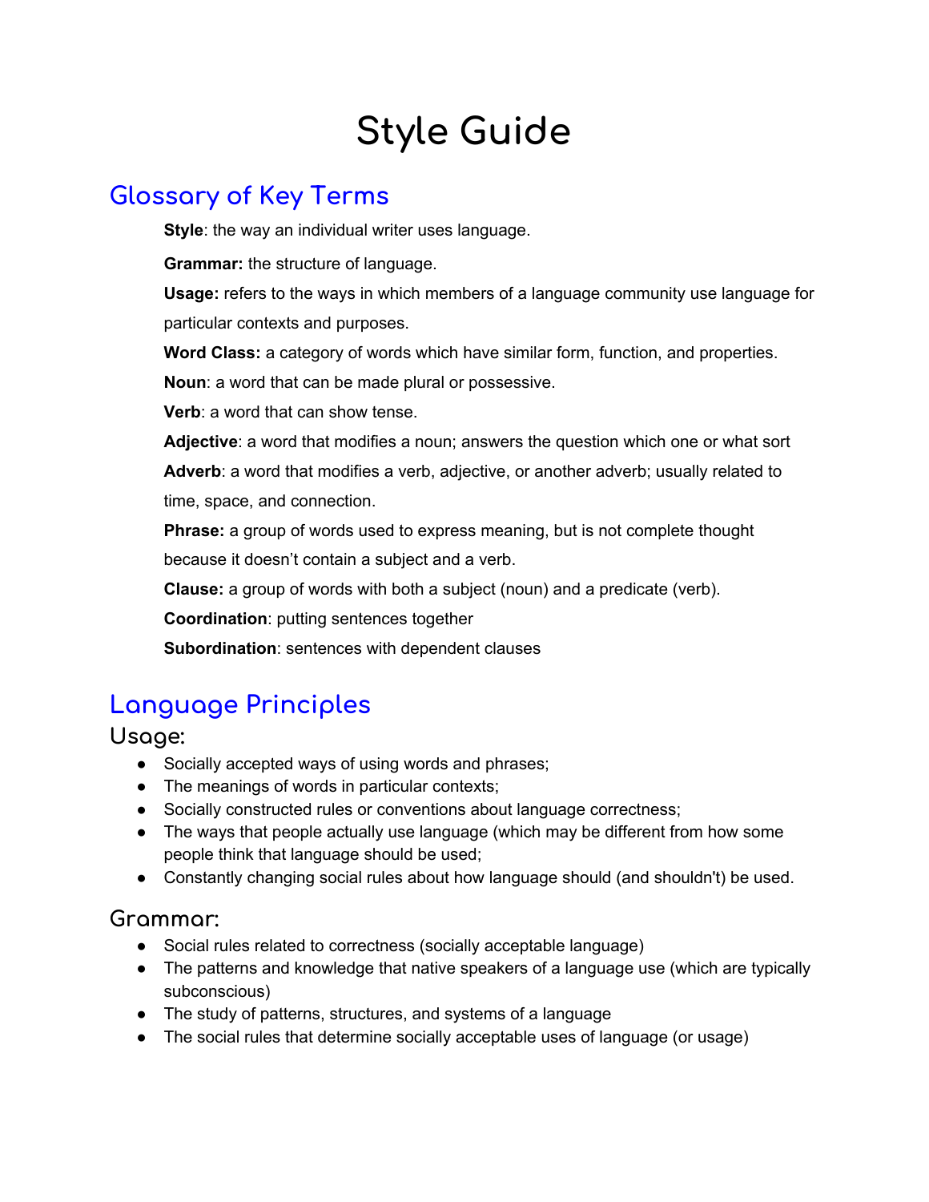# Style Guide

## Glossary of Key Terms

**Style**: the way an individual writer uses language.

**Grammar:** the structure of language.

**Usage:** refers to the ways in which members of a language community use language for particular contexts and purposes.

**Word Class:** a category of words which have similar form, function, and properties.

**Noun**: a word that can be made plural or possessive.

**Verb**: a word that can show tense.

**Adjective**: a word that modifies a noun; answers the question which one or what sort

**Adverb**: a word that modifies a verb, adjective, or another adverb; usually related to time, space, and connection.

**Phrase:** a group of words used to express meaning, but is not complete thought because it doesn't contain a subject and a verb.

**Clause:** a group of words with both a subject (noun) and a predicate (verb).

**Coordination**: putting sentences together

**Subordination**: sentences with dependent clauses

## Language Principles

### Usage:

- Socially accepted ways of using words and phrases;
- The meanings of words in particular contexts;
- Socially constructed rules or conventions about language correctness;
- The ways that people actually use language (which may be different from how some people think that language should be used;
- Constantly changing social rules about how language should (and shouldn't) be used.

### Grammar:

- Social rules related to correctness (socially acceptable language)
- The patterns and knowledge that native speakers of a language use (which are typically subconscious)
- The study of patterns, structures, and systems of a language
- The social rules that determine socially acceptable uses of language (or usage)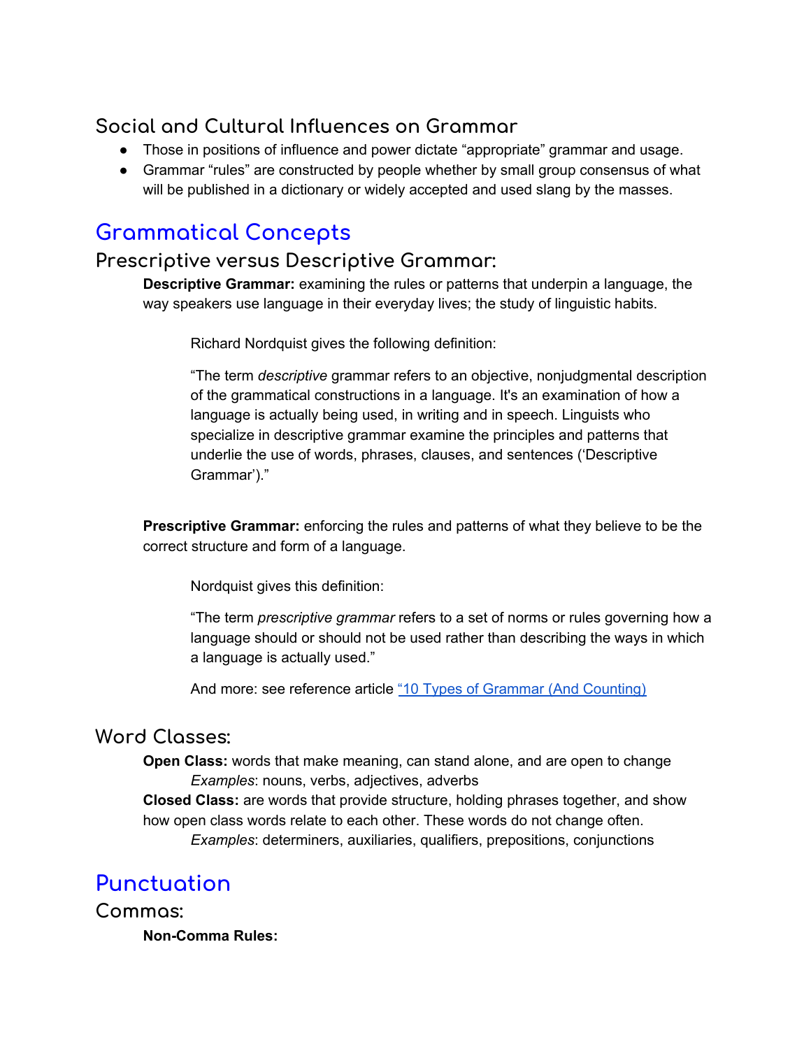### Social and Cultural Influences on Grammar

- Those in positions of influence and power dictate "appropriate" grammar and usage.
- Grammar "rules" are constructed by people whether by small group consensus of what will be published in a dictionary or widely accepted and used slang by the masses.

## Grammatical Concepts

### Prescriptive versus Descriptive Grammar:

**Descriptive Grammar:** examining the rules or patterns that underpin a language, the way speakers use language in their everyday lives; the study of linguistic habits.

> Richard Nordquist gives the following definition:
>
> "The term *descriptive* grammar refers to an objective, nonjudgmental description of the grammatical constructions in a language. It's an examination of how a language is actually being used, in writing and in speech. Linguists who specialize in descriptive grammar examine the principles and patterns that underlie the use of words, phrases, clauses, and sentences ('Descriptive Grammar')."

**Prescriptive Grammar:** enforcing the rules and patterns of what they believe to be the correct structure and form of a language.

> Nordquist gives this definition:
>
> "The term *prescriptive grammar* refers to a set of norms or rules governing how a language should or should not be used rather than describing the ways in which a language is actually used."
>
> And more: see reference article "10 Types of Grammar (And Counting)"

### Word Classes:

**Open Class:** words that make meaning, can stand alone, and are open to change
*Examples*: nouns, verbs, adjectives, adverbs

**Closed Class:** are words that provide structure, holding phrases together, and show how open class words relate to each other. These words do not change often.
*Examples*: determiners, auxiliaries, qualifiers, prepositions, conjunctions

## Punctuation

### Commas:

**Non-Comma Rules:**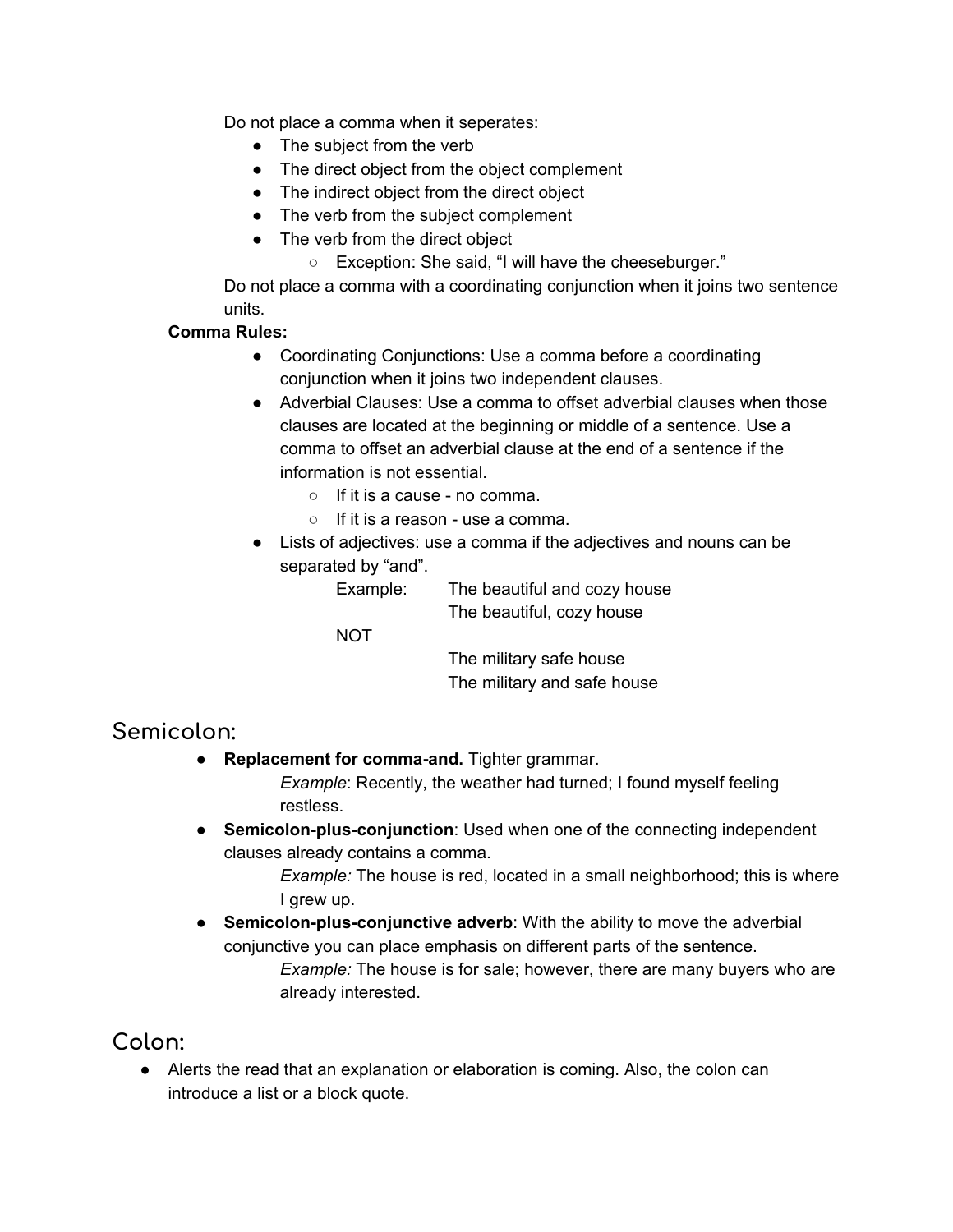Do not place a comma when it seperates:

- The subject from the verb
- The direct object from the object complement
- The indirect object from the direct object
- The verb from the subject complement
- The verb from the direct object
    - Exception: She said, "I will have the cheeseburger."

Do not place a comma with a coordinating conjunction when it joins two sentence units.

**Comma Rules:**

- Coordinating Conjunctions: Use a comma before a coordinating conjunction when it joins two independent clauses.
- Adverbial Clauses: Use a comma to offset adverbial clauses when those clauses are located at the beginning or middle of a sentence. Use a comma to offset an adverbial clause at the end of a sentence if the information is not essential.
    - If it is a cause - no comma.
    - If it is a reason - use a comma.
- Lists of adjectives: use a comma if the adjectives and nouns can be separated by "and".

    Example: The beautiful and cozy house
    The beautiful, cozy house

    NOT

    The military safe house
    The military and safe house

## Semicolon:

- **Replacement for comma-and.** Tighter grammar.

    *Example*: Recently, the weather had turned; I found myself feeling restless.

- **Semicolon-plus-conjunction**: Used when one of the connecting independent clauses already contains a comma.

    *Example:* The house is red, located in a small neighborhood; this is where I grew up.

- **Semicolon-plus-conjunctive adverb**: With the ability to move the adverbial conjunctive you can place emphasis on different parts of the sentence.

    *Example:* The house is for sale; however, there are many buyers who are already interested.

## Colon:

- Alerts the read that an explanation or elaboration is coming. Also, the colon can introduce a list or a block quote.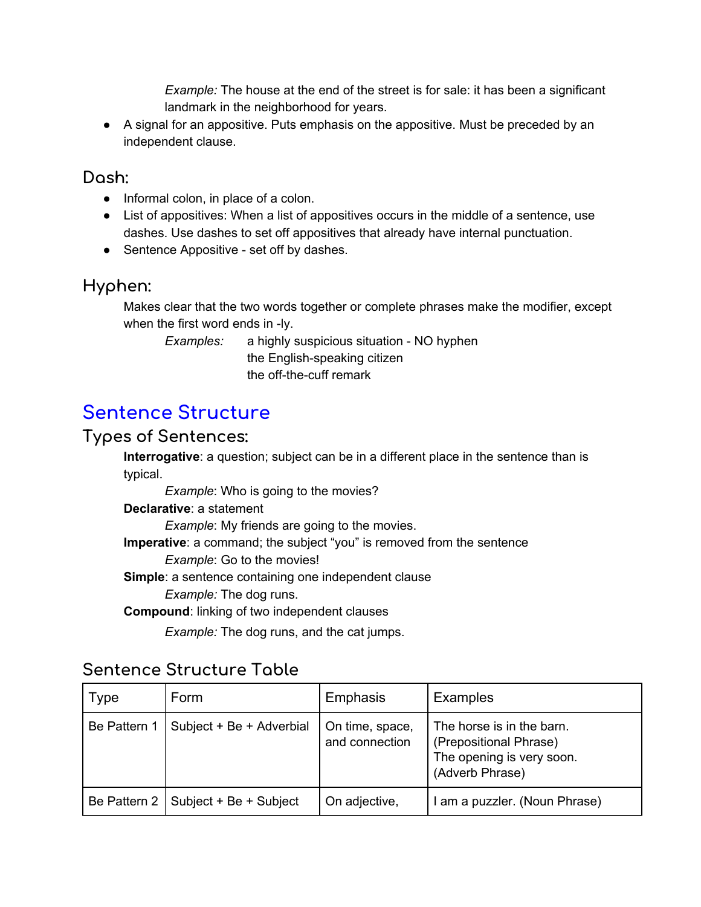*Example:* The house at the end of the street is for sale: it has been a significant landmark in the neighborhood for years.

- A signal for an appositive. Puts emphasis on the appositive. Must be preceded by an independent clause.

### Dash:

- Informal colon, in place of a colon.
- List of appositives: When a list of appositives occurs in the middle of a sentence, use dashes. Use dashes to set off appositives that already have internal punctuation.
- Sentence Appositive - set off by dashes.

### Hyphen:

Makes clear that the two words together or complete phrases make the modifier, except when the first word ends in -ly.

*Examples:* a highly suspicious situation - NO hyphen
the English-speaking citizen
the off-the-cuff remark

## Sentence Structure

### Types of Sentences:

**Interrogative**: a question; subject can be in a different place in the sentence than is typical.

*Example*: Who is going to the movies?

**Declarative**: a statement

*Example*: My friends are going to the movies.

**Imperative**: a command; the subject "you" is removed from the sentence

*Example*: Go to the movies!

**Simple**: a sentence containing one independent clause

*Example:* The dog runs.

**Compound**: linking of two independent clauses

*Example:* The dog runs, and the cat jumps.

### Sentence Structure Table

| Type | Form | Emphasis | Examples |
|---|---|---|---|
| Be Pattern 1 | Subject + Be + Adverbial | On time, space, and connection | The horse is in the barn. (Prepositional Phrase) The opening is very soon. (Adverb Phrase) |
| Be Pattern 2 | Subject + Be + Subject | On adjective, | I am a puzzler. (Noun Phrase) |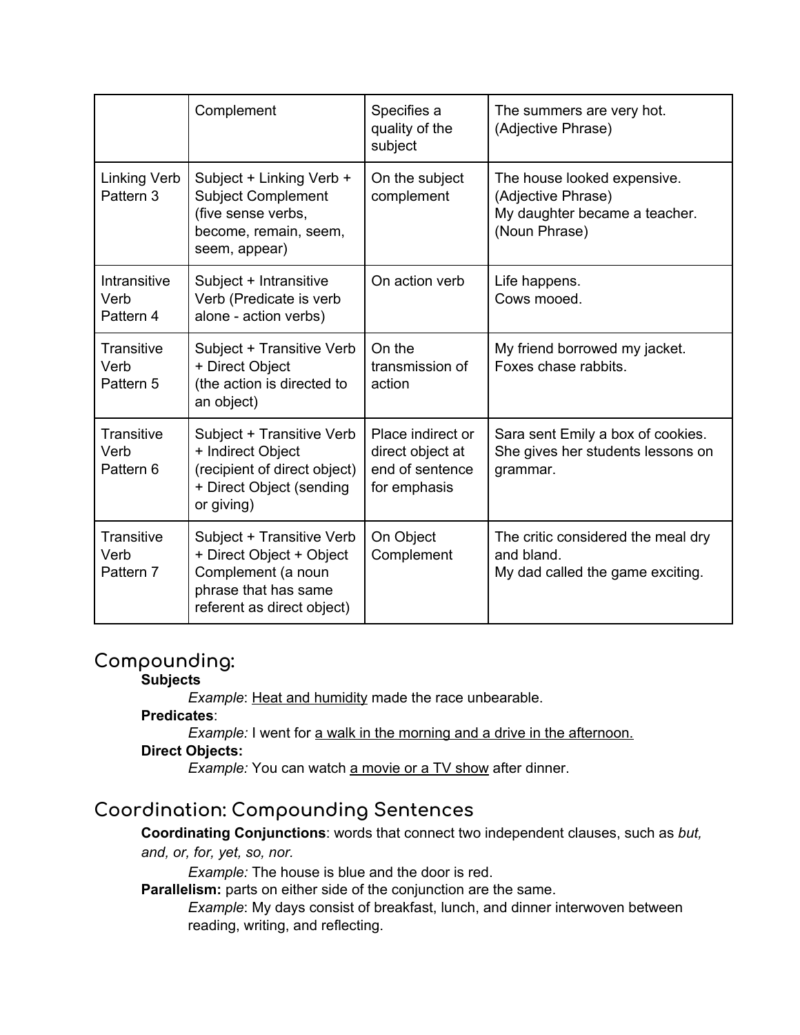| | Complement | Specifies a quality of the subject | The summers are very hot. (Adjective Phrase) |
|---|---|---|---|
| Linking Verb Pattern 3 | Subject + Linking Verb + Subject Complement (five sense verbs, become, remain, seem, seem, appear) | On the subject complement | The house looked expensive. (Adjective Phrase)<br>My daughter became a teacher. (Noun Phrase) |
| Intransitive Verb Pattern 4 | Subject + Intransitive Verb (Predicate is verb alone - action verbs) | On action verb | Life happens.<br>Cows mooed. |
| Transitive Verb Pattern 5 | Subject + Transitive Verb + Direct Object (the action is directed to an object) | On the transmission of action | My friend borrowed my jacket.<br>Foxes chase rabbits. |
| Transitive Verb Pattern 6 | Subject + Transitive Verb + Indirect Object (recipient of direct object) + Direct Object (sending or giving) | Place indirect or direct object at end of sentence for emphasis | Sara sent Emily a box of cookies.<br>She gives her students lessons on grammar. |
| Transitive Verb Pattern 7 | Subject + Transitive Verb + Direct Object + Object Complement (a noun phrase that has same referent as direct object) | On Object Complement | The critic considered the meal dry and bland.<br>My dad called the game exciting. |

## Compounding:

**Subjects**

*Example*: <u>Heat and humidity</u> made the race unbearable.

**Predicates**:

*Example:* I went for <u>a walk in the morning and a drive in the afternoon.</u>

**Direct Objects:**

*Example:* You can watch <u>a movie or a TV show</u> after dinner.

## Coordination: Compounding Sentences

**Coordinating Conjunctions**: words that connect two independent clauses, such as *but, and, or, for, yet, so, nor.*

*Example:* The house is blue and the door is red.

**Parallelism:** parts on either side of the conjunction are the same.

*Example*: My days consist of breakfast, lunch, and dinner interwoven between reading, writing, and reflecting.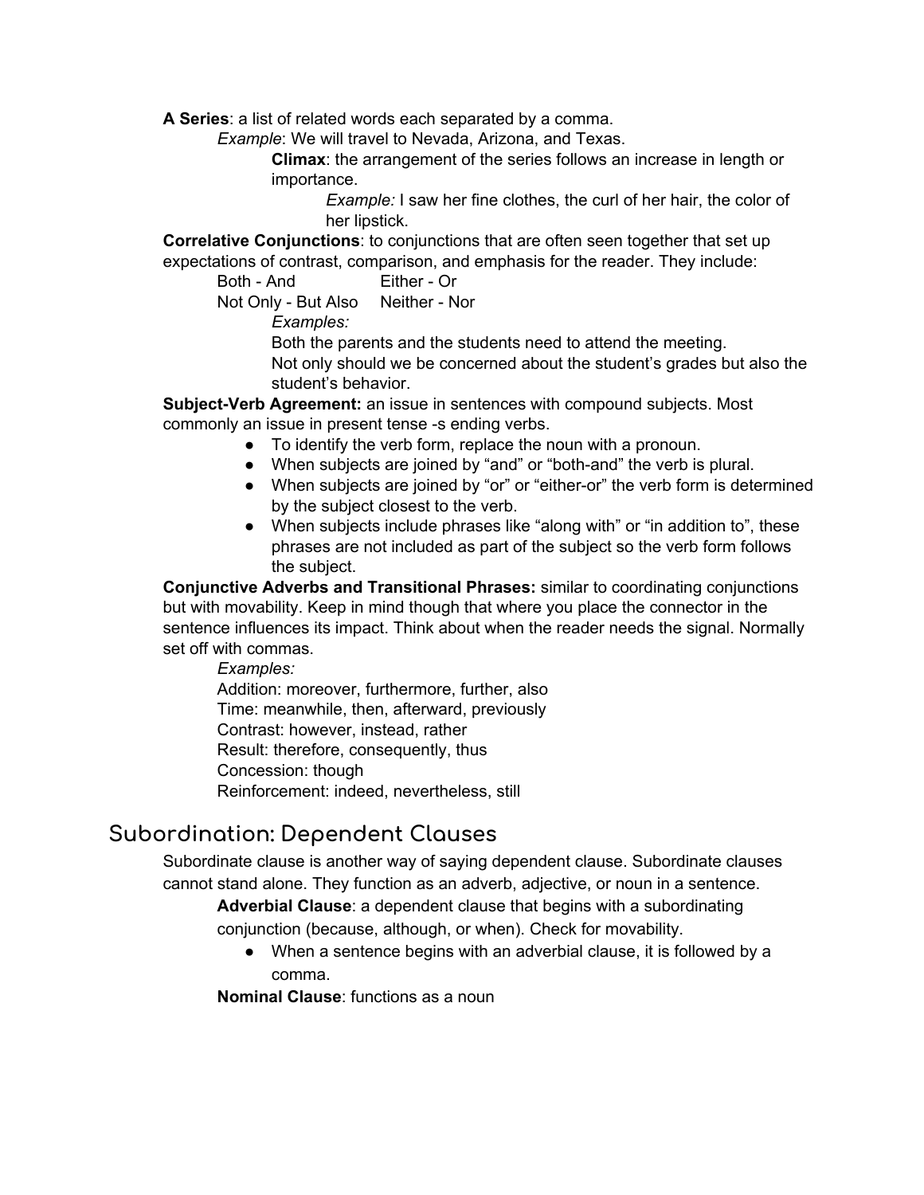**A Series**: a list of related words each separated by a comma.

*Example*: We will travel to Nevada, Arizona, and Texas.

**Climax**: the arrangement of the series follows an increase in length or importance.

*Example:* I saw her fine clothes, the curl of her hair, the color of her lipstick.

**Correlative Conjunctions**: to conjunctions that are often seen together that set up expectations of contrast, comparison, and emphasis for the reader. They include:

Both - And  Either - Or
Not Only - But Also  Neither - Nor

*Examples:*

Both the parents and the students need to attend the meeting.
Not only should we be concerned about the student's grades but also the student's behavior.

**Subject-Verb Agreement:** an issue in sentences with compound subjects. Most commonly an issue in present tense -s ending verbs.

- To identify the verb form, replace the noun with a pronoun.
- When subjects are joined by "and" or "both-and" the verb is plural.
- When subjects are joined by "or" or "either-or" the verb form is determined by the subject closest to the verb.
- When subjects include phrases like "along with" or "in addition to", these phrases are not included as part of the subject so the verb form follows the subject.

**Conjunctive Adverbs and Transitional Phrases:** similar to coordinating conjunctions but with movability. Keep in mind though that where you place the connector in the sentence influences its impact. Think about when the reader needs the signal. Normally set off with commas.

*Examples:*

Addition: moreover, furthermore, further, also
Time: meanwhile, then, afterward, previously
Contrast: however, instead, rather
Result: therefore, consequently, thus
Concession: though
Reinforcement: indeed, nevertheless, still

## Subordination: Dependent Clauses

Subordinate clause is another way of saying dependent clause. Subordinate clauses cannot stand alone. They function as an adverb, adjective, or noun in a sentence.

**Adverbial Clause**: a dependent clause that begins with a subordinating conjunction (because, although, or when). Check for movability.

- When a sentence begins with an adverbial clause, it is followed by a comma.

**Nominal Clause**: functions as a noun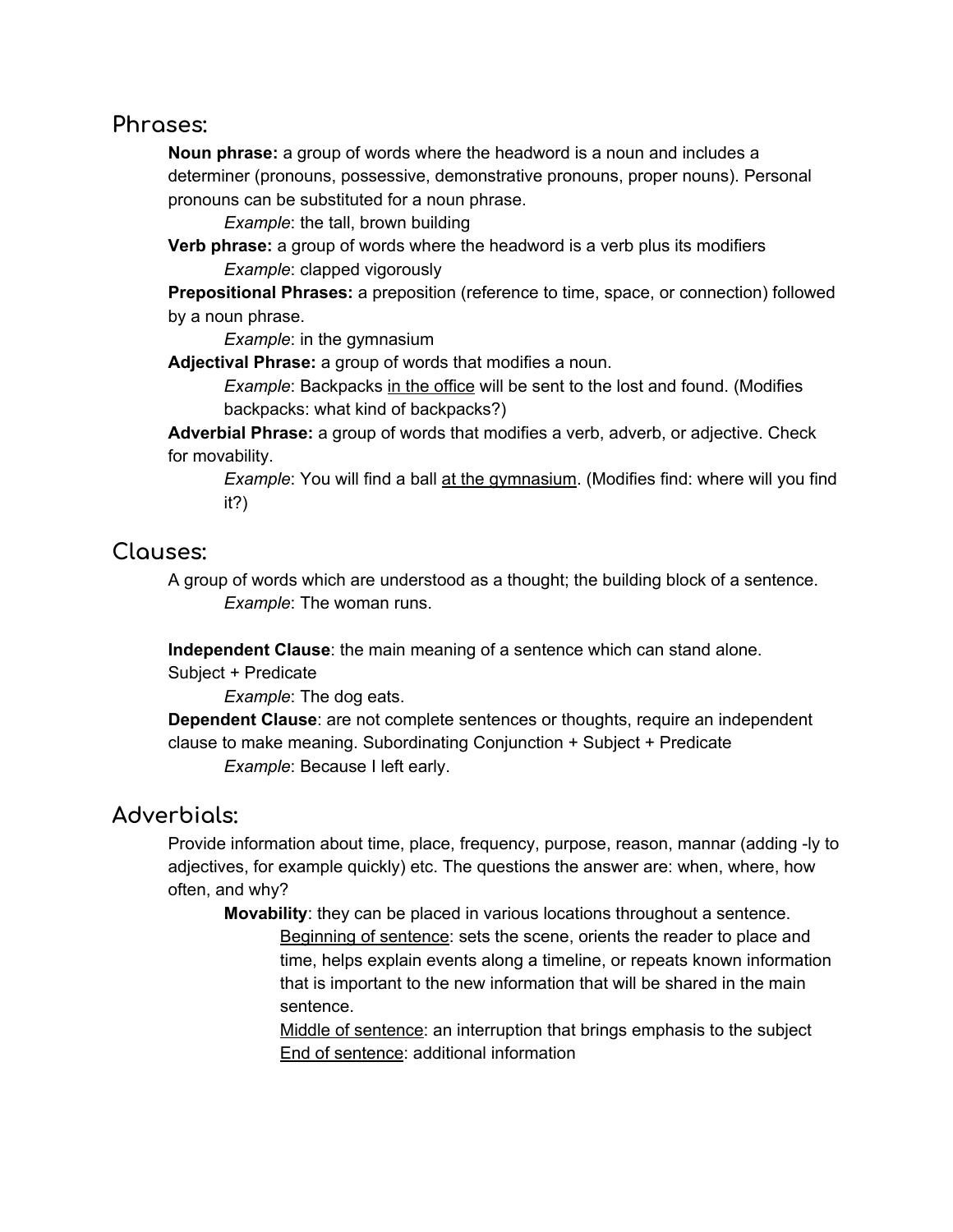## Phrases:

**Noun phrase:** a group of words where the headword is a noun and includes a determiner (pronouns, possessive, demonstrative pronouns, proper nouns). Personal pronouns can be substituted for a noun phrase.

*Example*: the tall, brown building

**Verb phrase:** a group of words where the headword is a verb plus its modifiers

*Example*: clapped vigorously

**Prepositional Phrases:** a preposition (reference to time, space, or connection) followed by a noun phrase.

*Example*: in the gymnasium

**Adjectival Phrase:** a group of words that modifies a noun.

*Example*: Backpacks <u>in the office</u> will be sent to the lost and found. (Modifies backpacks: what kind of backpacks?)

**Adverbial Phrase:** a group of words that modifies a verb, adverb, or adjective. Check for movability.

*Example*: You will find a ball <u>at the gymnasium</u>. (Modifies find: where will you find it?)

## Clauses:

A group of words which are understood as a thought; the building block of a sentence.

*Example*: The woman runs.

**Independent Clause**: the main meaning of a sentence which can stand alone. Subject + Predicate

*Example*: The dog eats.

**Dependent Clause**: are not complete sentences or thoughts, require an independent clause to make meaning. Subordinating Conjunction + Subject + Predicate

*Example*: Because I left early.

## Adverbials:

Provide information about time, place, frequency, purpose, reason, mannar (adding -ly to adjectives, for example quickly) etc. The questions the answer are: when, where, how often, and why?

**Movability**: they can be placed in various locations throughout a sentence.

<u>Beginning of sentence</u>: sets the scene, orients the reader to place and time, helps explain events along a timeline, or repeats known information that is important to the new information that will be shared in the main sentence.

<u>Middle of sentence</u>: an interruption that brings emphasis to the subject

<u>End of sentence</u>: additional information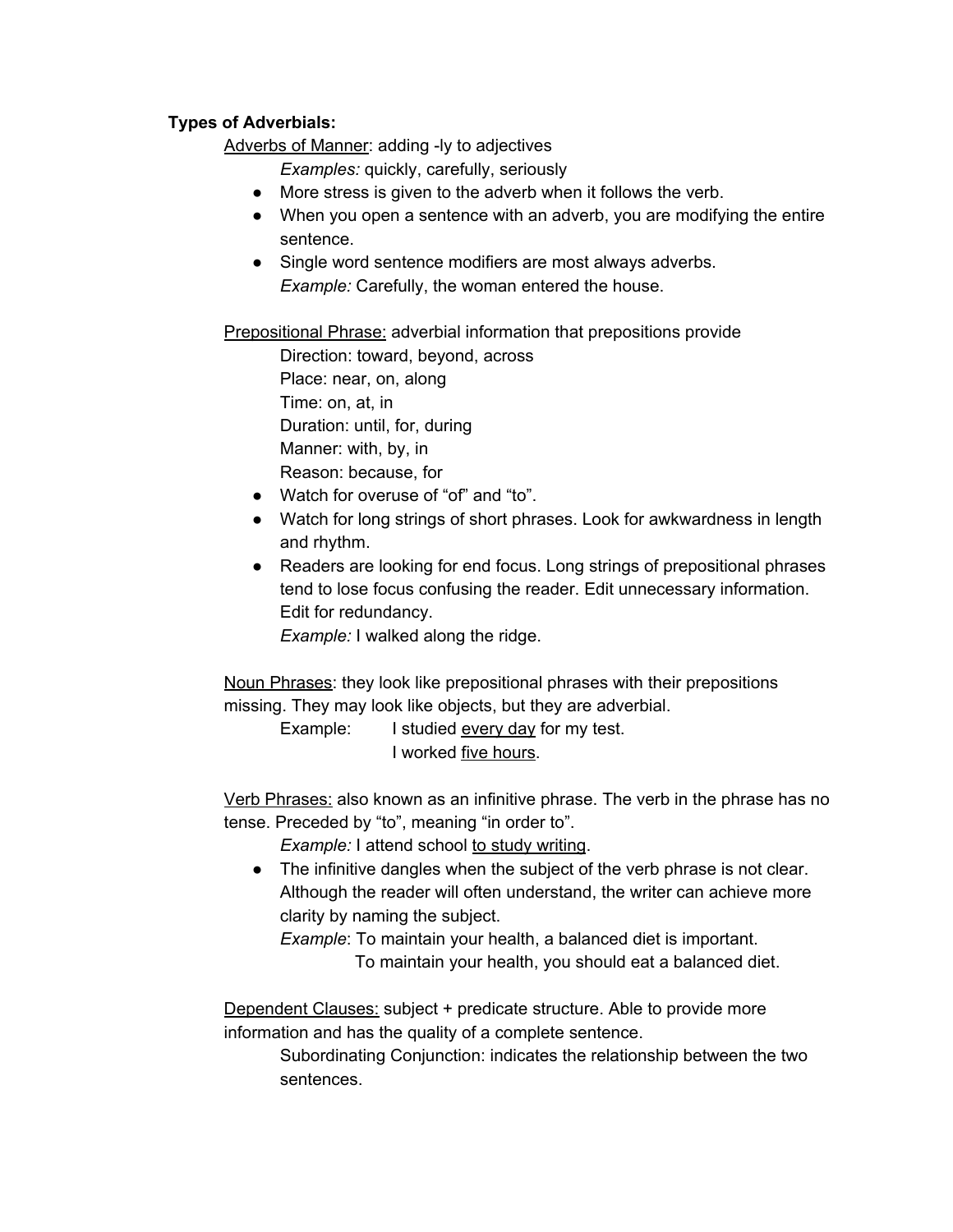**Types of Adverbials:**

<u>Adverbs of Manner</u>: adding -ly to adjectives

*Examples:* quickly, carefully, seriously

- More stress is given to the adverb when it follows the verb.
- When you open a sentence with an adverb, you are modifying the entire sentence.
- Single word sentence modifiers are most always adverbs.
  *Example:* Carefully, the woman entered the house.

<u>Prepositional Phrase:</u> adverbial information that prepositions provide

Direction: toward, beyond, across
Place: near, on, along
Time: on, at, in
Duration: until, for, during
Manner: with, by, in
Reason: because, for

- Watch for overuse of "of" and "to".
- Watch for long strings of short phrases. Look for awkwardness in length and rhythm.
- Readers are looking for end focus. Long strings of prepositional phrases tend to lose focus confusing the reader. Edit unnecessary information. Edit for redundancy.
  *Example:* I walked along the ridge.

<u>Noun Phrases</u>: they look like prepositional phrases with their prepositions missing. They may look like objects, but they are adverbial.

Example: I studied <u>every day</u> for my test.
I worked <u>five hours</u>.

<u>Verb Phrases:</u> also known as an infinitive phrase. The verb in the phrase has no tense. Preceded by "to", meaning "in order to".

*Example:* I attend school <u>to study writing</u>.

- The infinitive dangles when the subject of the verb phrase is not clear. Although the reader will often understand, the writer can achieve more clarity by naming the subject.
  *Example*: To maintain your health, a balanced diet is important.
  To maintain your health, you should eat a balanced diet.

<u>Dependent Clauses:</u> subject + predicate structure. Able to provide more information and has the quality of a complete sentence.

Subordinating Conjunction: indicates the relationship between the two sentences.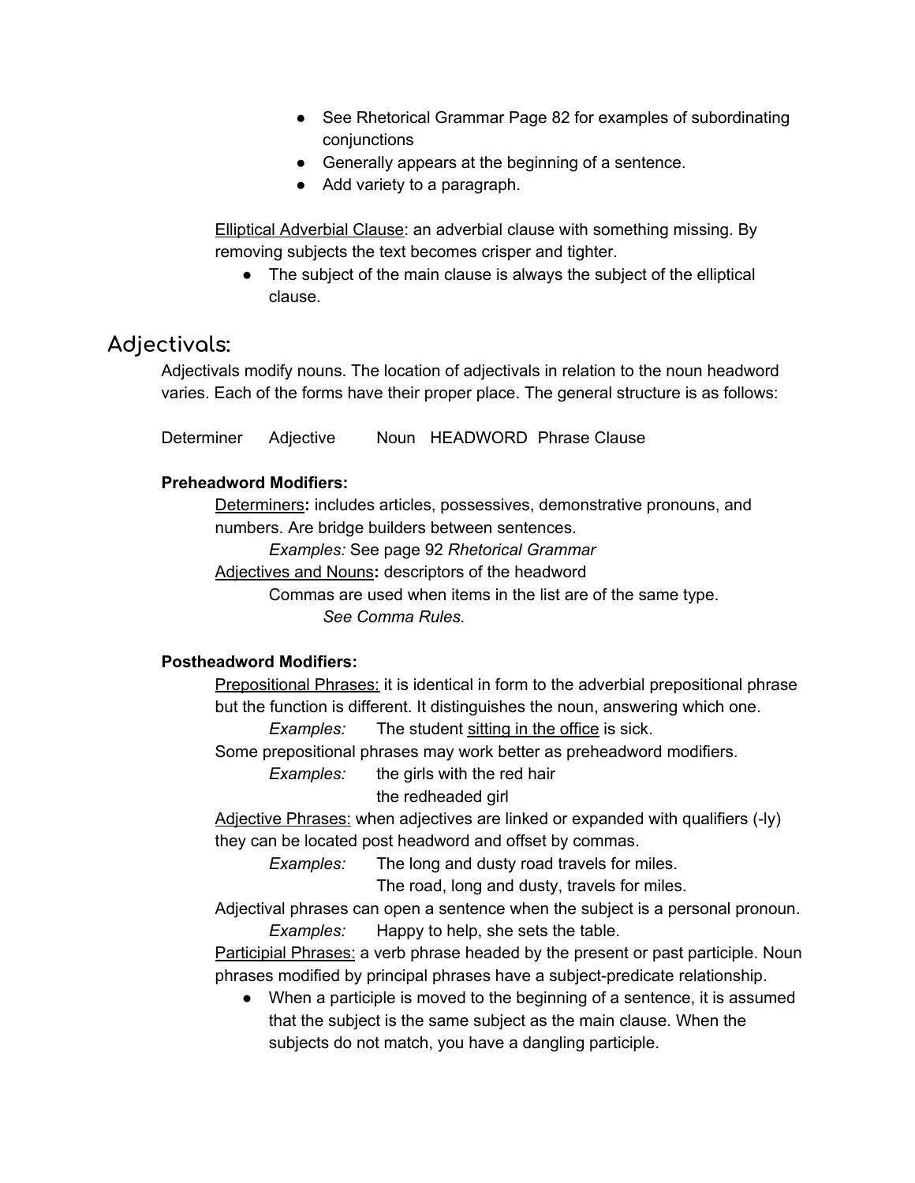- See Rhetorical Grammar Page 82 for examples of subordinating conjunctions
- Generally appears at the beginning of a sentence.
- Add variety to a paragraph.

Elliptical Adverbial Clause: an adverbial clause with something missing. By removing subjects the text becomes crisper and tighter.

- The subject of the main clause is always the subject of the elliptical clause.

## Adjectivals:

Adjectivals modify nouns. The location of adjectivals in relation to the noun headword varies. Each of the forms have their proper place. The general structure is as follows:

Determiner Adjective Noun HEADWORD Phrase Clause

**Preheadword Modifiers:**

Determiners**:** includes articles, possessives, demonstrative pronouns, and numbers. Are bridge builders between sentences.

*Examples:* See page 92 *Rhetorical Grammar*

Adjectives and Nouns**:** descriptors of the headword

Commas are used when items in the list are of the same type.

*See Comma Rules.*

**Postheadword Modifiers:**

Prepositional Phrases: it is identical in form to the adverbial prepositional phrase but the function is different. It distinguishes the noun, answering which one.

*Examples:* The student sitting in the office is sick.

Some prepositional phrases may work better as preheadword modifiers.

*Examples:* the girls with the red hair
the redheaded girl

Adjective Phrases: when adjectives are linked or expanded with qualifiers (-ly) they can be located post headword and offset by commas.

*Examples:* The long and dusty road travels for miles.
The road, long and dusty, travels for miles.

Adjectival phrases can open a sentence when the subject is a personal pronoun.

*Examples:* Happy to help, she sets the table.

Participial Phrases: a verb phrase headed by the present or past participle. Noun phrases modified by principal phrases have a subject-predicate relationship.

- When a participle is moved to the beginning of a sentence, it is assumed that the subject is the same subject as the main clause. When the subjects do not match, you have a dangling participle.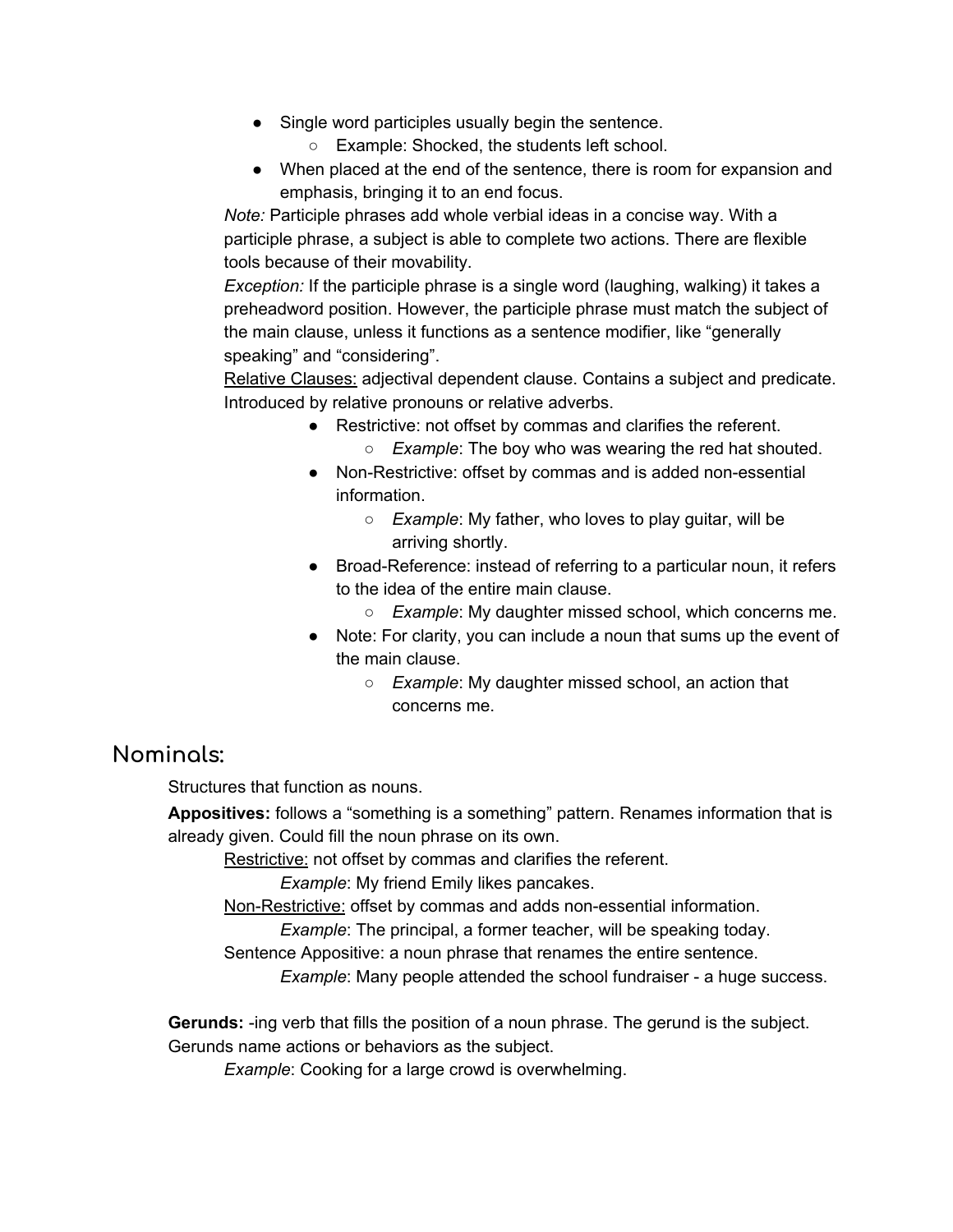- Single word participles usually begin the sentence.
    - Example: Shocked, the students left school.
- When placed at the end of the sentence, there is room for expansion and emphasis, bringing it to an end focus.

*Note:* Participle phrases add whole verbial ideas in a concise way. With a participle phrase, a subject is able to complete two actions. There are flexible tools because of their movability.

*Exception:* If the participle phrase is a single word (laughing, walking) it takes a preheadword position. However, the participle phrase must match the subject of the main clause, unless it functions as a sentence modifier, like "generally speaking" and "considering".

<u>Relative Clauses:</u> adjectival dependent clause. Contains a subject and predicate. Introduced by relative pronouns or relative adverbs.

- Restrictive: not offset by commas and clarifies the referent.
    - *Example*: The boy who was wearing the red hat shouted.
- Non-Restrictive: offset by commas and is added non-essential information.
    - *Example*: My father, who loves to play guitar, will be arriving shortly.
- Broad-Reference: instead of referring to a particular noun, it refers to the idea of the entire main clause.
    - *Example*: My daughter missed school, which concerns me.
- Note: For clarity, you can include a noun that sums up the event of the main clause.
    - *Example*: My daughter missed school, an action that concerns me.

## Nominals:

Structures that function as nouns.

**Appositives:** follows a "something is a something" pattern. Renames information that is already given. Could fill the noun phrase on its own.

<u>Restrictive:</u> not offset by commas and clarifies the referent.

*Example*: My friend Emily likes pancakes.

<u>Non-Restrictive:</u> offset by commas and adds non-essential information.

*Example*: The principal, a former teacher, will be speaking today.

Sentence Appositive: a noun phrase that renames the entire sentence.

*Example*: Many people attended the school fundraiser - a huge success.

**Gerunds:** -ing verb that fills the position of a noun phrase. The gerund is the subject. Gerunds name actions or behaviors as the subject.

*Example*: Cooking for a large crowd is overwhelming.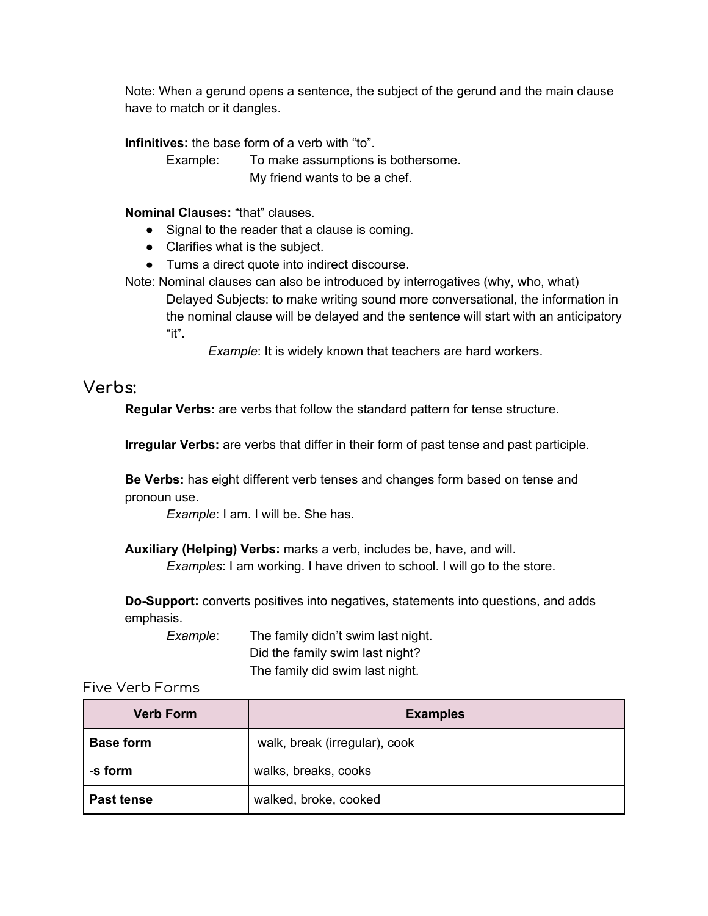Note: When a gerund opens a sentence, the subject of the gerund and the main clause have to match or it dangles.

**Infinitives:** the base form of a verb with "to".

Example: To make assumptions is bothersome.
My friend wants to be a chef.

**Nominal Clauses:** "that" clauses.

- Signal to the reader that a clause is coming.
- Clarifies what is the subject.
- Turns a direct quote into indirect discourse.

Note: Nominal clauses can also be introduced by interrogatives (why, who, what)

Delayed Subjects: to make writing sound more conversational, the information in the nominal clause will be delayed and the sentence will start with an anticipatory "it".

*Example*: It is widely known that teachers are hard workers.

## Verbs:

**Regular Verbs:** are verbs that follow the standard pattern for tense structure.

**Irregular Verbs:** are verbs that differ in their form of past tense and past participle.

**Be Verbs:** has eight different verb tenses and changes form based on tense and pronoun use.

*Example*: I am. I will be. She has.

**Auxiliary (Helping) Verbs:** marks a verb, includes be, have, and will.

*Examples*: I am working. I have driven to school. I will go to the store.

**Do-Support:** converts positives into negatives, statements into questions, and adds emphasis.

*Example*: The family didn't swim last night.
Did the family swim last night?
The family did swim last night.

### Five Verb Forms

| Verb Form | Examples |
| --- | --- |
| **Base form** | walk, break (irregular), cook |
| **-s form** | walks, breaks, cooks |
| **Past tense** | walked, broke, cooked |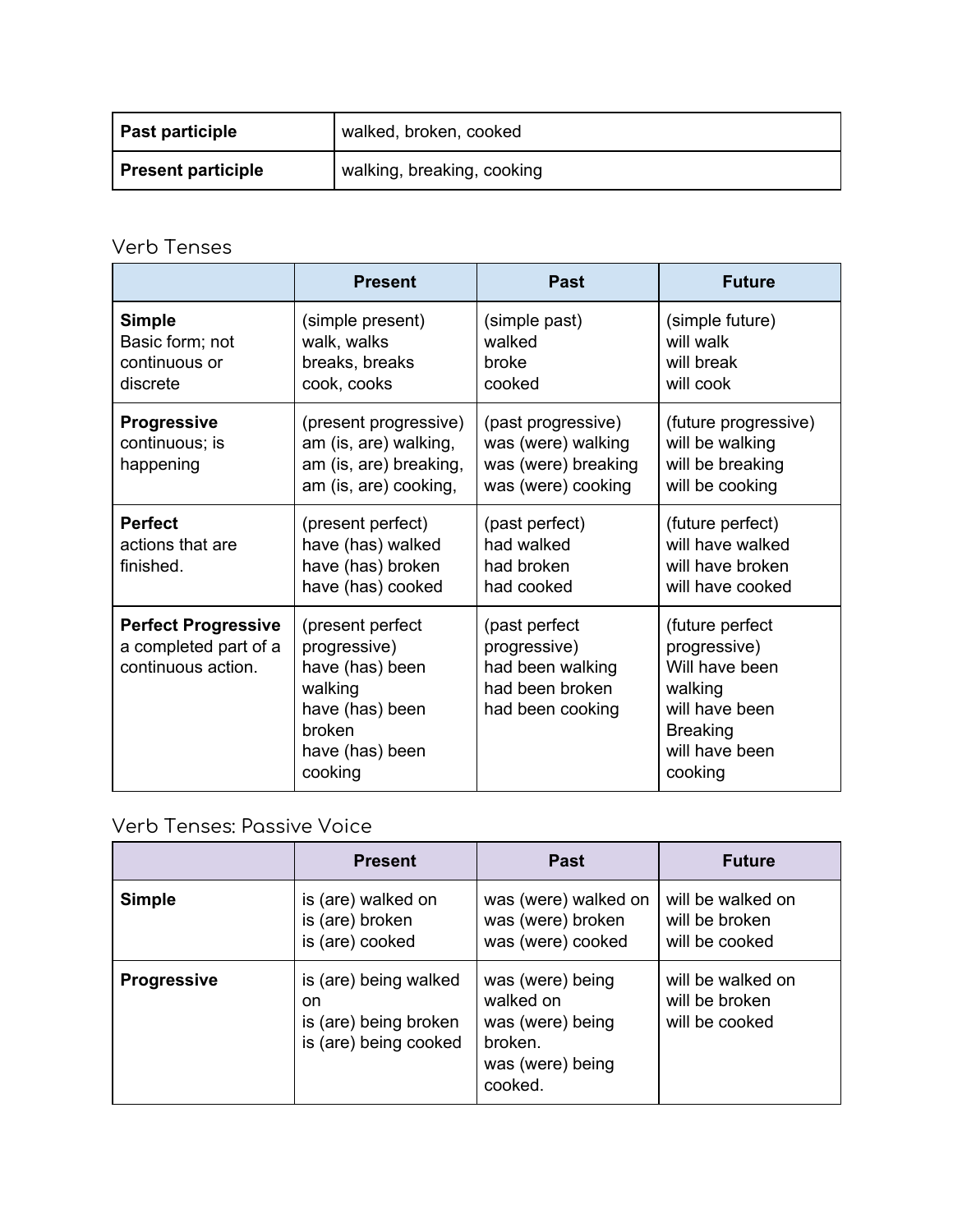| **Past participle** | walked, broken, cooked |
|---|---|
| **Present participle** | walking, breaking, cooking |

## Verb Tenses

| | Present | Past | Future |
|---|---|---|---|
| **Simple** Basic form; not continuous or discrete | (simple present) walk, walks breaks, breaks cook, cooks | (simple past) walked broke cooked | (simple future) will walk will break will cook |
| **Progressive** continuous; is happening | (present progressive) am (is, are) walking, am (is, are) breaking, am (is, are) cooking, | (past progressive) was (were) walking was (were) breaking was (were) cooking | (future progressive) will be walking will be breaking will be cooking |
| **Perfect** actions that are finished. | (present perfect) have (has) walked have (has) broken have (has) cooked | (past perfect) had walked had broken had cooked | (future perfect) will have walked will have broken will have cooked |
| **Perfect Progressive** a completed part of a continuous action. | (present perfect progressive) have (has) been walking have (has) been broken have (has) been cooking | (past perfect progressive) had been walking had been broken had been cooking | (future perfect progressive) Will have been walking will have been Breaking will have been cooking |

## Verb Tenses: Passive Voice

| | Present | Past | Future |
|---|---|---|---|
| **Simple** | is (are) walked on is (are) broken is (are) cooked | was (were) walked on was (were) broken was (were) cooked | will be walked on will be broken will be cooked |
| **Progressive** | is (are) being walked on is (are) being broken is (are) being cooked | was (were) being walked on was (were) being broken. was (were) being cooked. | will be walked on will be broken will be cooked |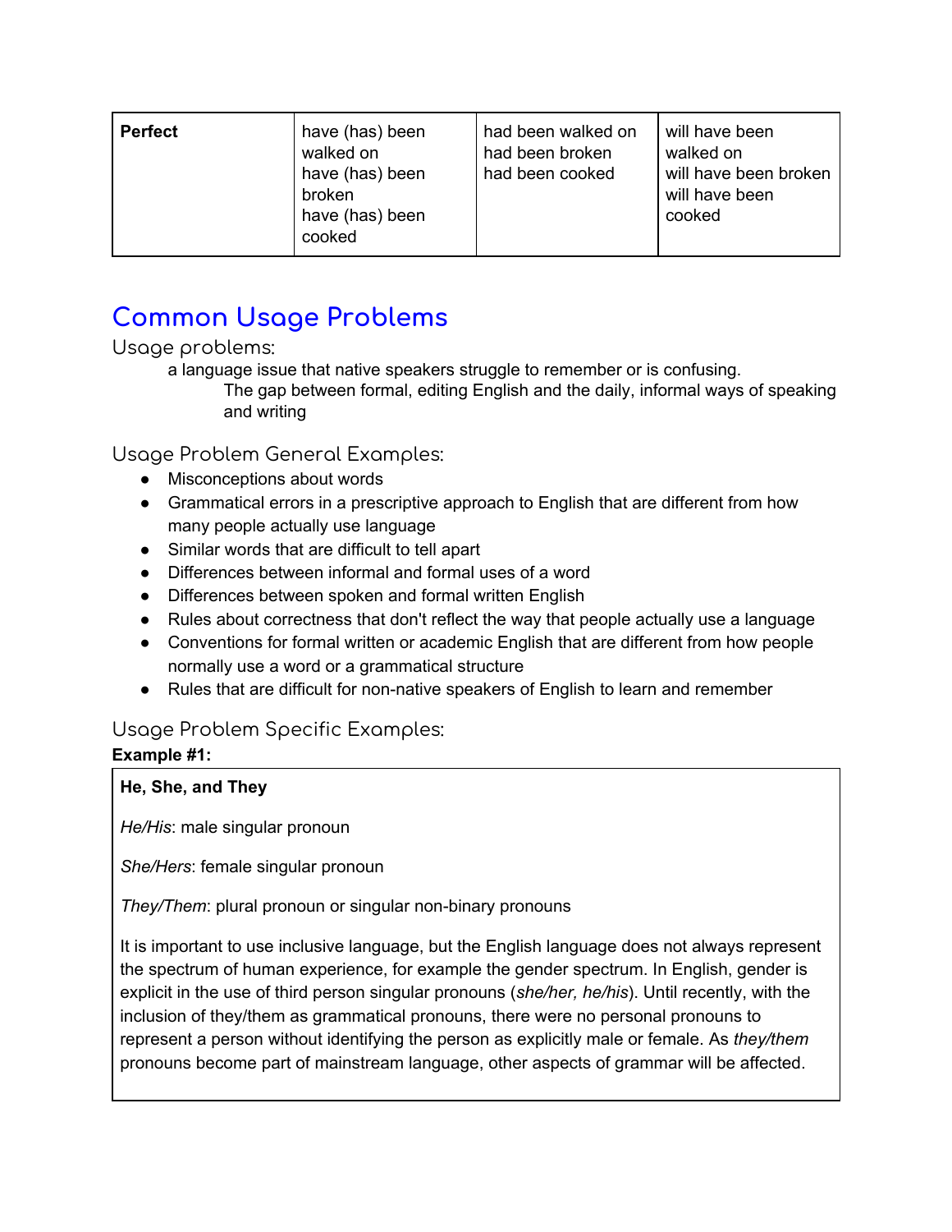| Perfect | have (has) been walked on<br>have (has) been broken<br>have (has) been cooked | had been walked on<br>had been broken<br>had been cooked | will have been walked on<br>will have been broken<br>will have been cooked |
|---|---|---|---|

## Common Usage Problems

### Usage problems:

a language issue that native speakers struggle to remember or is confusing.

The gap between formal, editing English and the daily, informal ways of speaking and writing

### Usage Problem General Examples:

- Misconceptions about words
- Grammatical errors in a prescriptive approach to English that are different from how many people actually use language
- Similar words that are difficult to tell apart
- Differences between informal and formal uses of a word
- Differences between spoken and formal written English
- Rules about correctness that don't reflect the way that people actually use a language
- Conventions for formal written or academic English that are different from how people normally use a word or a grammatical structure
- Rules that are difficult for non-native speakers of English to learn and remember

### Usage Problem Specific Examples:

**Example #1:**

**He, She, and They**

*He/His*: male singular pronoun

*She/Hers*: female singular pronoun

*They/Them*: plural pronoun or singular non-binary pronouns

It is important to use inclusive language, but the English language does not always represent the spectrum of human experience, for example the gender spectrum. In English, gender is explicit in the use of third person singular pronouns (*she/her, he/his*). Until recently, with the inclusion of they/them as grammatical pronouns, there were no personal pronouns to represent a person without identifying the person as explicitly male or female. As *they/them* pronouns become part of mainstream language, other aspects of grammar will be affected.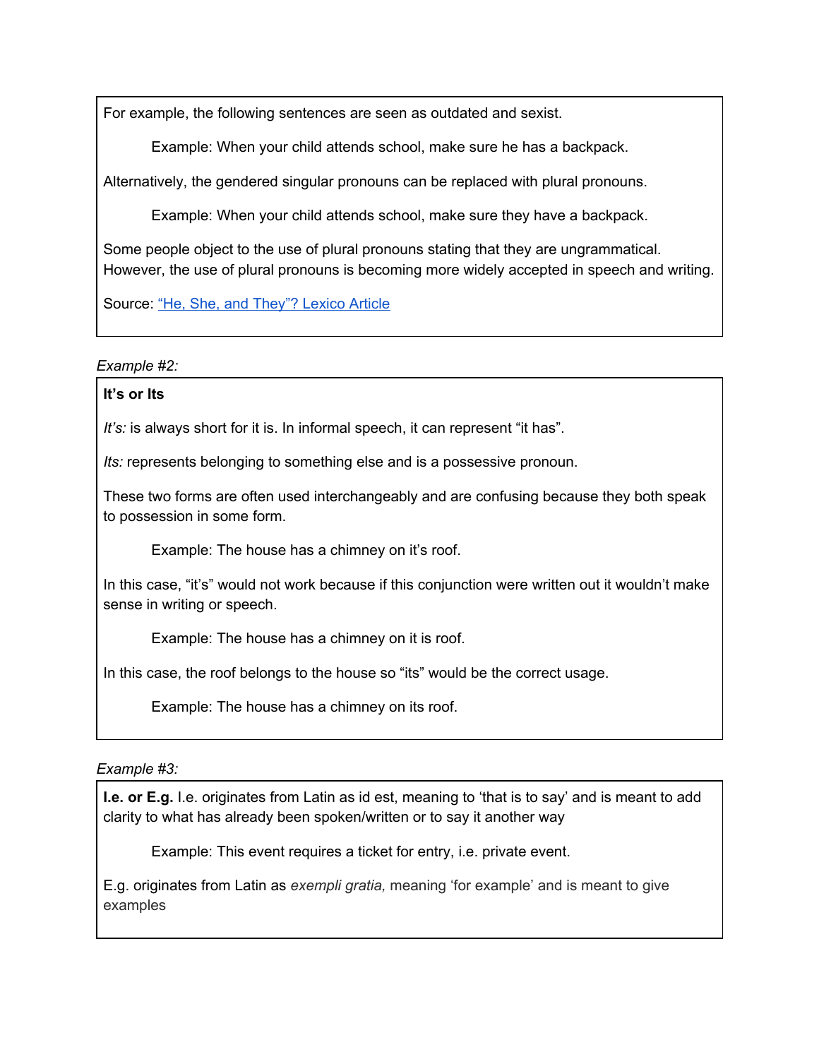For example, the following sentences are seen as outdated and sexist.

> Example: When your child attends school, make sure he has a backpack.

Alternatively, the gendered singular pronouns can be replaced with plural pronouns.

> Example: When your child attends school, make sure they have a backpack.

Some people object to the use of plural pronouns stating that they are ungrammatical. However, the use of plural pronouns is becoming more widely accepted in speech and writing.

Source: [“He, She, and They”? Lexico Article]()

*Example #2:*

**It’s or Its**

*It’s:* is always short for it is. In informal speech, it can represent “it has”.

*Its:* represents belonging to something else and is a possessive pronoun.

These two forms are often used interchangeably and are confusing because they both speak to possession in some form.

> Example: The house has a chimney on it’s roof.

In this case, “it’s” would not work because if this conjunction were written out it wouldn’t make sense in writing or speech.

> Example: The house has a chimney on it is roof.

In this case, the roof belongs to the house so “its” would be the correct usage.

> Example: The house has a chimney on its roof.

*Example #3:*

**I.e. or E.g.** I.e. originates from Latin as id est, meaning to ‘that is to say’ and is meant to add clarity to what has already been spoken/written or to say it another way

> Example: This event requires a ticket for entry, i.e. private event.

E.g. originates from Latin as *exempli gratia,* meaning ‘for example’ and is meant to give examples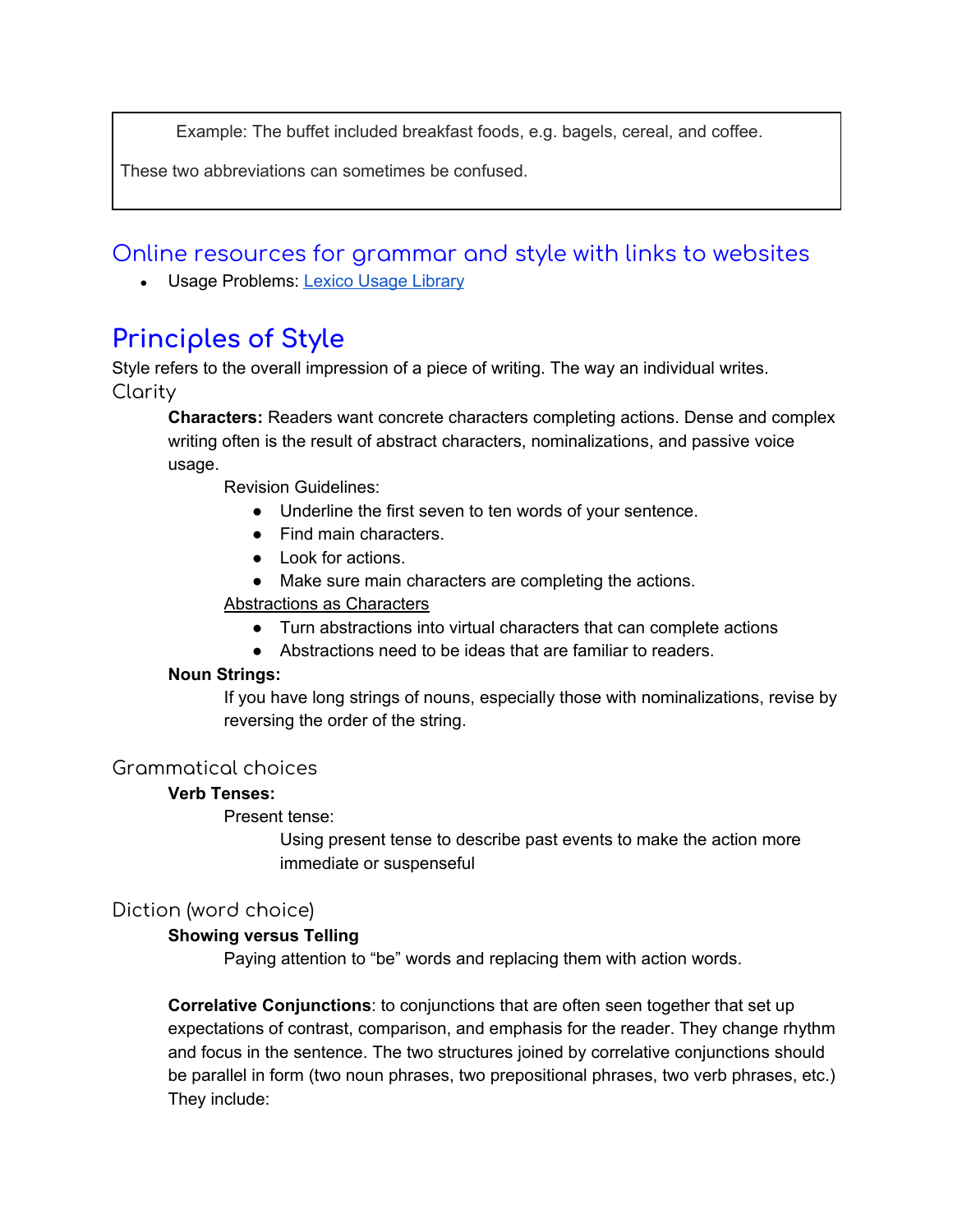Example: The buffet included breakfast foods, e.g. bagels, cereal, and coffee.

These two abbreviations can sometimes be confused.

## Online resources for grammar and style with links to websites

- Usage Problems: [Lexico Usage Library]

# Principles of Style

Style refers to the overall impression of a piece of writing. The way an individual writes.

### Clarity

**Characters:** Readers want concrete characters completing actions. Dense and complex writing often is the result of abstract characters, nominalizations, and passive voice usage.

Revision Guidelines:

- Underline the first seven to ten words of your sentence.
- Find main characters.
- Look for actions.
- Make sure main characters are completing the actions.

Abstractions as Characters

- Turn abstractions into virtual characters that can complete actions
- Abstractions need to be ideas that are familiar to readers.

**Noun Strings:**

If you have long strings of nouns, especially those with nominalizations, revise by reversing the order of the string.

### Grammatical choices

**Verb Tenses:**

Present tense:

Using present tense to describe past events to make the action more immediate or suspenseful

### Diction (word choice)

**Showing versus Telling**

Paying attention to “be” words and replacing them with action words.

**Correlative Conjunctions**: to conjunctions that are often seen together that set up expectations of contrast, comparison, and emphasis for the reader. They change rhythm and focus in the sentence. The two structures joined by correlative conjunctions should be parallel in form (two noun phrases, two prepositional phrases, two verb phrases, etc.) They include: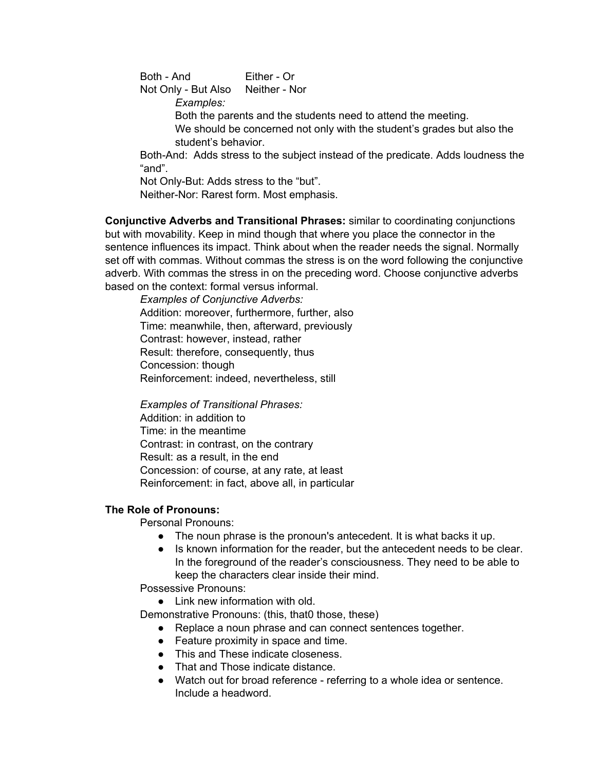Both - And		Either - Or
Not Only - But Also	Neither - Nor

*Examples:*

Both the parents and the students need to attend the meeting.

We should be concerned not only with the student's grades but also the student's behavior.

Both-And: Adds stress to the subject instead of the predicate. Adds loudness the "and".

Not Only-But: Adds stress to the "but".

Neither-Nor: Rarest form. Most emphasis.

**Conjunctive Adverbs and Transitional Phrases:** similar to coordinating conjunctions but with movability. Keep in mind though that where you place the connector in the sentence influences its impact. Think about when the reader needs the signal. Normally set off with commas. Without commas the stress is on the word following the conjunctive adverb. With commas the stress in on the preceding word. Choose conjunctive adverbs based on the context: formal versus informal.

*Examples of Conjunctive Adverbs:*

Addition: moreover, furthermore, further, also
Time: meanwhile, then, afterward, previously
Contrast: however, instead, rather
Result: therefore, consequently, thus
Concession: though
Reinforcement: indeed, nevertheless, still

*Examples of Transitional Phrases:*

Addition: in addition to
Time: in the meantime
Contrast: in contrast, on the contrary
Result: as a result, in the end
Concession: of course, at any rate, at least
Reinforcement: in fact, above all, in particular

**The Role of Pronouns:**

Personal Pronouns:

- The noun phrase is the pronoun's antecedent. It is what backs it up.
- Is known information for the reader, but the antecedent needs to be clear. In the foreground of the reader's consciousness. They need to be able to keep the characters clear inside their mind.

Possessive Pronouns:

- Link new information with old.

Demonstrative Pronouns: (this, that0 those, these)

- Replace a noun phrase and can connect sentences together.
- Feature proximity in space and time.
- This and These indicate closeness.
- That and Those indicate distance.
- Watch out for broad reference - referring to a whole idea or sentence. Include a headword.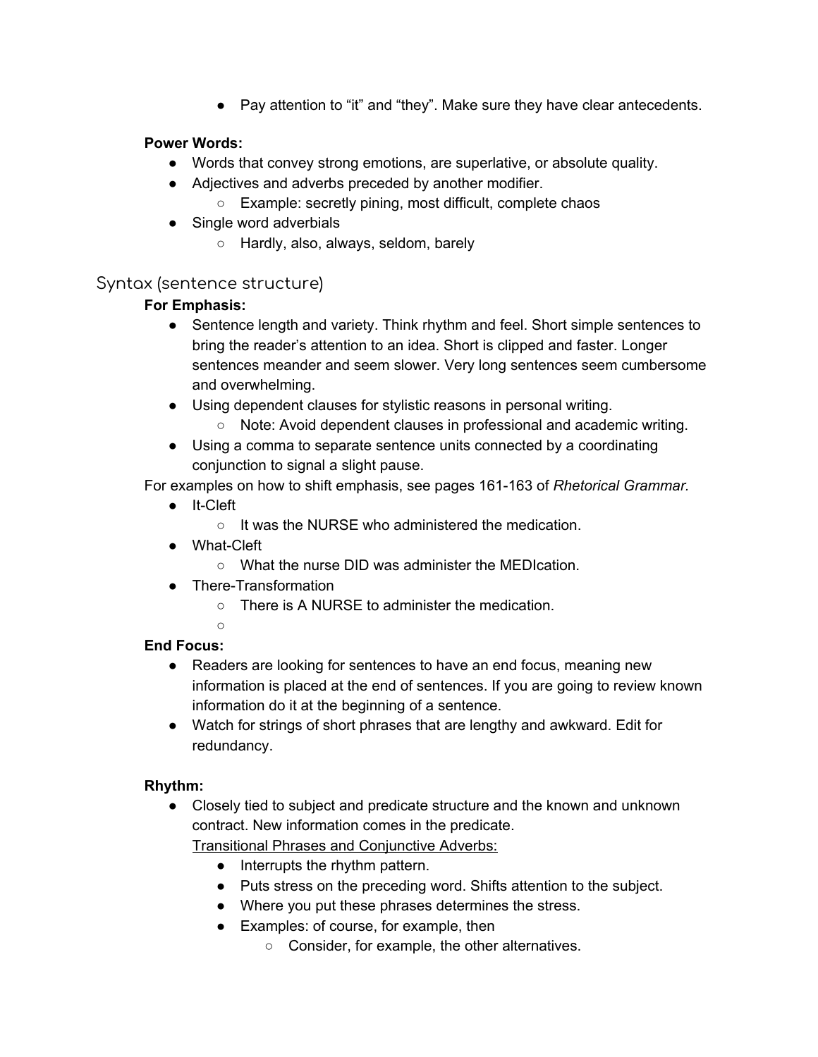- Pay attention to “it” and “they”. Make sure they have clear antecedents.

**Power Words:**

- Words that convey strong emotions, are superlative, or absolute quality.
- Adjectives and adverbs preceded by another modifier.
    - Example: secretly pining, most difficult, complete chaos
- Single word adverbials
    - Hardly, also, always, seldom, barely

## Syntax (sentence structure)

**For Emphasis:**

- Sentence length and variety. Think rhythm and feel. Short simple sentences to bring the reader’s attention to an idea. Short is clipped and faster. Longer sentences meander and seem slower. Very long sentences seem cumbersome and overwhelming.
- Using dependent clauses for stylistic reasons in personal writing.
    - Note: Avoid dependent clauses in professional and academic writing.
- Using a comma to separate sentence units connected by a coordinating conjunction to signal a slight pause.

For examples on how to shift emphasis, see pages 161-163 of *Rhetorical Grammar.*

- It-Cleft
    - It was the NURSE who administered the medication.
- What-Cleft
    - What the nurse DID was administer the MEDIcation.
- There-Transformation
    - There is A NURSE to administer the medication.
    -

**End Focus:**

- Readers are looking for sentences to have an end focus, meaning new information is placed at the end of sentences. If you are going to review known information do it at the beginning of a sentence.
- Watch for strings of short phrases that are lengthy and awkward. Edit for redundancy.

**Rhythm:**

- Closely tied to subject and predicate structure and the known and unknown contract. New information comes in the predicate.

  <u>Transitional Phrases and Conjunctive Adverbs:</u>
    - Interrupts the rhythm pattern.
    - Puts stress on the preceding word. Shifts attention to the subject.
    - Where you put these phrases determines the stress.
    - Examples: of course, for example, then
        - Consider, for example, the other alternatives.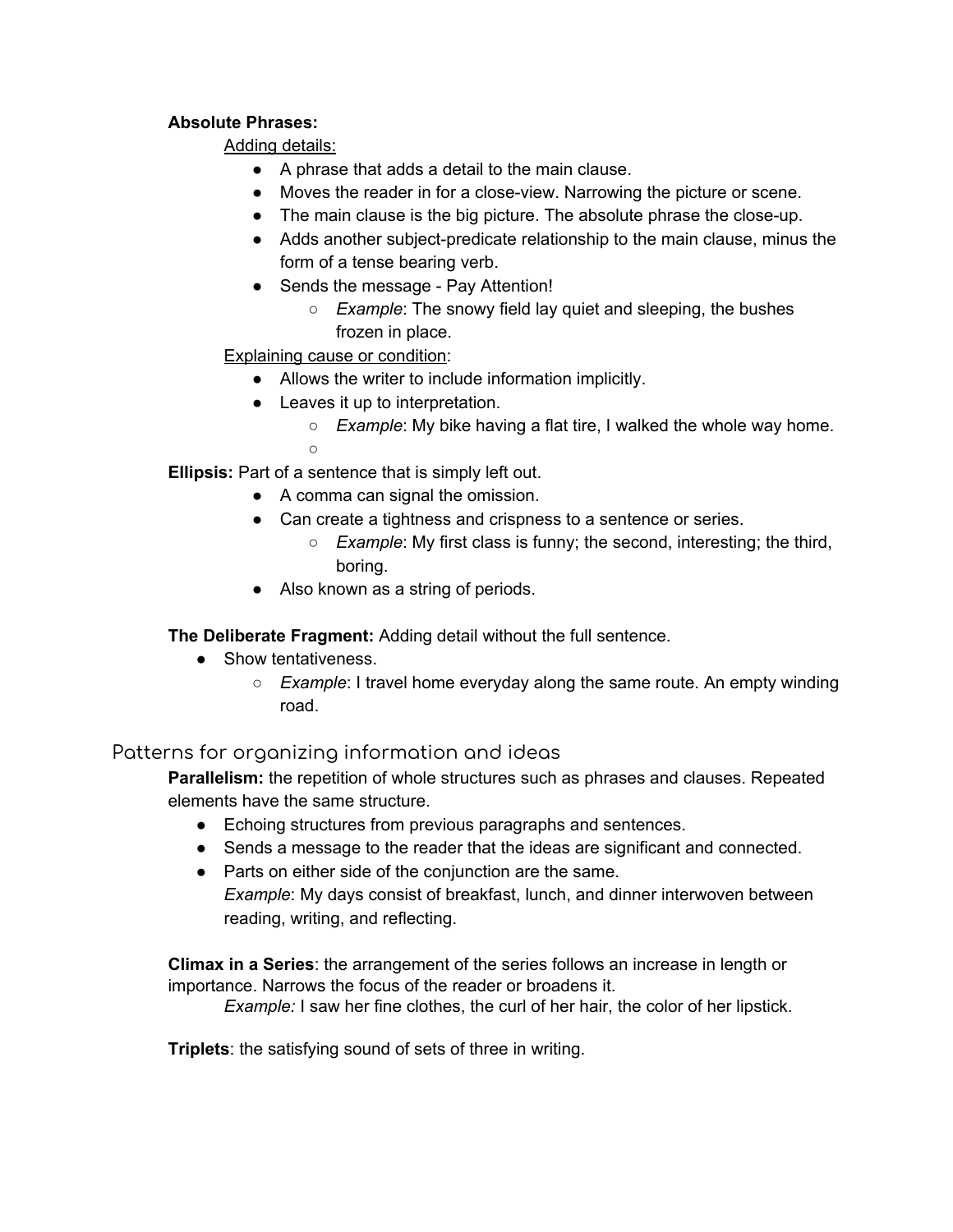**Absolute Phrases:**

Adding details:

- A phrase that adds a detail to the main clause.
- Moves the reader in for a close-view. Narrowing the picture or scene.
- The main clause is the big picture. The absolute phrase the close-up.
- Adds another subject-predicate relationship to the main clause, minus the form of a tense bearing verb.
- Sends the message - Pay Attention!
    - *Example*: The snowy field lay quiet and sleeping, the bushes frozen in place.

Explaining cause or condition:

- Allows the writer to include information implicitly.
- Leaves it up to interpretation.
    - *Example*: My bike having a flat tire, I walked the whole way home.

**Ellipsis:** Part of a sentence that is simply left out.

- A comma can signal the omission.
- Can create a tightness and crispness to a sentence or series.
    - *Example*: My first class is funny; the second, interesting; the third, boring.
- Also known as a string of periods.

**The Deliberate Fragment:** Adding detail without the full sentence.

- Show tentativeness.
    - *Example*: I travel home everyday along the same route. An empty winding road.

## Patterns for organizing information and ideas

**Parallelism:** the repetition of whole structures such as phrases and clauses. Repeated elements have the same structure.

- Echoing structures from previous paragraphs and sentences.
- Sends a message to the reader that the ideas are significant and connected.
- Parts on either side of the conjunction are the same.
  *Example*: My days consist of breakfast, lunch, and dinner interwoven between reading, writing, and reflecting.

**Climax in a Series**: the arrangement of the series follows an increase in length or importance. Narrows the focus of the reader or broadens it.

*Example:* I saw her fine clothes, the curl of her hair, the color of her lipstick.

**Triplets**: the satisfying sound of sets of three in writing.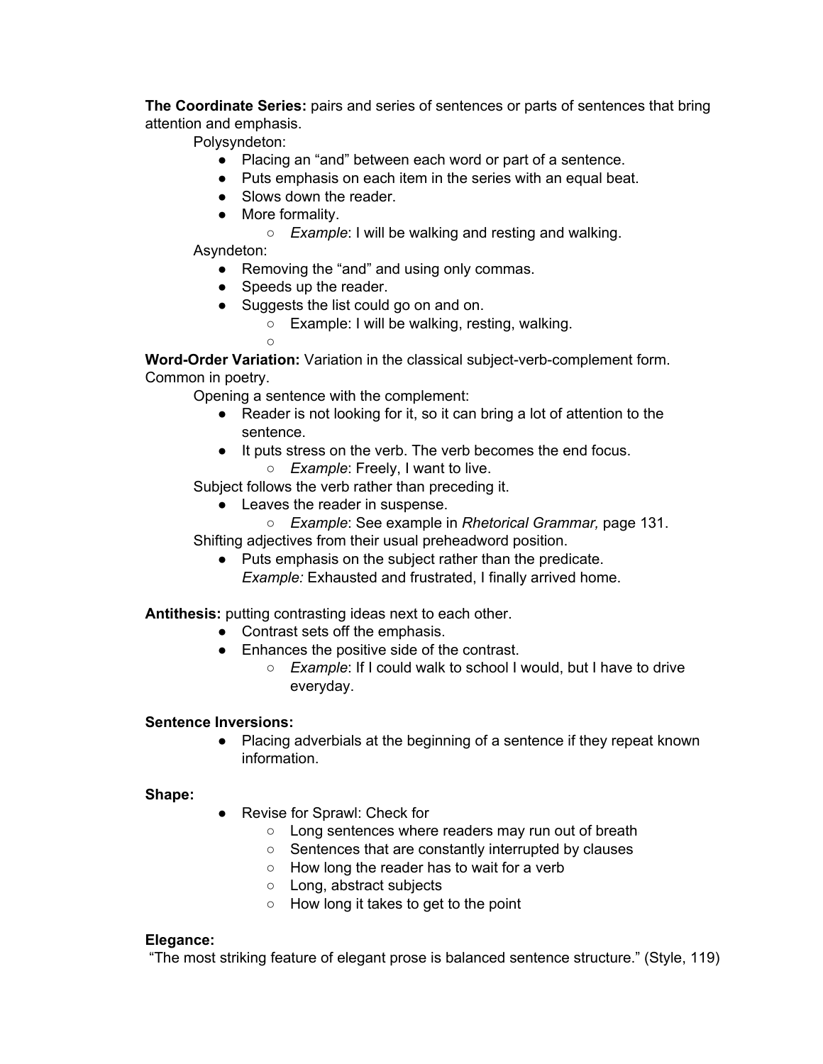**The Coordinate Series:** pairs and series of sentences or parts of sentences that bring attention and emphasis.

Polysyndeton:

- Placing an "and" between each word or part of a sentence.
- Puts emphasis on each item in the series with an equal beat.
- Slows down the reader.
- More formality.
    - *Example*: I will be walking and resting and walking.

Asyndeton:

- Removing the "and" and using only commas.
- Speeds up the reader.
- Suggests the list could go on and on.
    - Example: I will be walking, resting, walking.
    -

**Word-Order Variation:** Variation in the classical subject-verb-complement form. Common in poetry.

Opening a sentence with the complement:

- Reader is not looking for it, so it can bring a lot of attention to the sentence.
- It puts stress on the verb. The verb becomes the end focus.
    - *Example*: Freely, I want to live.

Subject follows the verb rather than preceding it.

- Leaves the reader in suspense.
    - *Example*: See example in *Rhetorical Grammar,* page 131.

Shifting adjectives from their usual preheadword position.

- Puts emphasis on the subject rather than the predicate.
  *Example:* Exhausted and frustrated, I finally arrived home.

**Antithesis:** putting contrasting ideas next to each other.

- Contrast sets off the emphasis.
- Enhances the positive side of the contrast.
    - *Example*: If I could walk to school I would, but I have to drive everyday.

**Sentence Inversions:**

- Placing adverbials at the beginning of a sentence if they repeat known information.

**Shape:**

- Revise for Sprawl: Check for
    - Long sentences where readers may run out of breath
    - Sentences that are constantly interrupted by clauses
    - How long the reader has to wait for a verb
    - Long, abstract subjects
    - How long it takes to get to the point

**Elegance:**

"The most striking feature of elegant prose is balanced sentence structure." (Style, 119)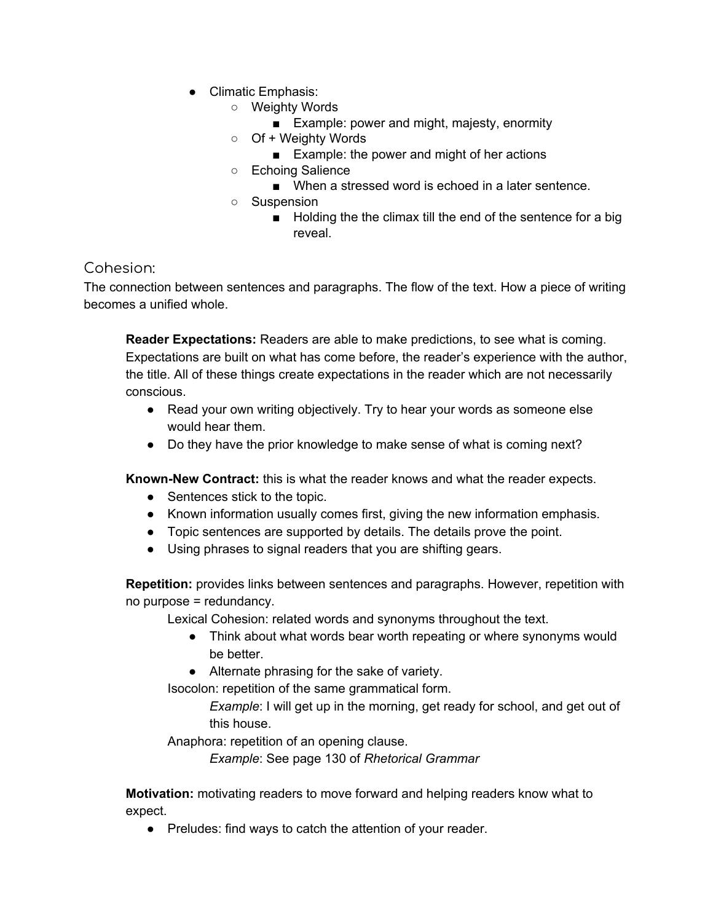- Climatic Emphasis:
  - Weighty Words
    - Example: power and might, majesty, enormity
  - Of + Weighty Words
    - Example: the power and might of her actions
  - Echoing Salience
    - When a stressed word is echoed in a later sentence.
  - Suspension
    - Holding the the climax till the end of the sentence for a big reveal.

## Cohesion:

The connection between sentences and paragraphs. The flow of the text. How a piece of writing becomes a unified whole.

**Reader Expectations:** Readers are able to make predictions, to see what is coming. Expectations are built on what has come before, the reader's experience with the author, the title. All of these things create expectations in the reader which are not necessarily conscious.

- Read your own writing objectively. Try to hear your words as someone else would hear them.
- Do they have the prior knowledge to make sense of what is coming next?

**Known-New Contract:** this is what the reader knows and what the reader expects.

- Sentences stick to the topic.
- Known information usually comes first, giving the new information emphasis.
- Topic sentences are supported by details. The details prove the point.
- Using phrases to signal readers that you are shifting gears.

**Repetition:** provides links between sentences and paragraphs. However, repetition with no purpose = redundancy.

Lexical Cohesion: related words and synonyms throughout the text.

- Think about what words bear worth repeating or where synonyms would be better.
- Alternate phrasing for the sake of variety.

Isocolon: repetition of the same grammatical form.

*Example*: I will get up in the morning, get ready for school, and get out of this house.

Anaphora: repetition of an opening clause.

*Example*: See page 130 of *Rhetorical Grammar*

**Motivation:** motivating readers to move forward and helping readers know what to expect.

- Preludes: find ways to catch the attention of your reader.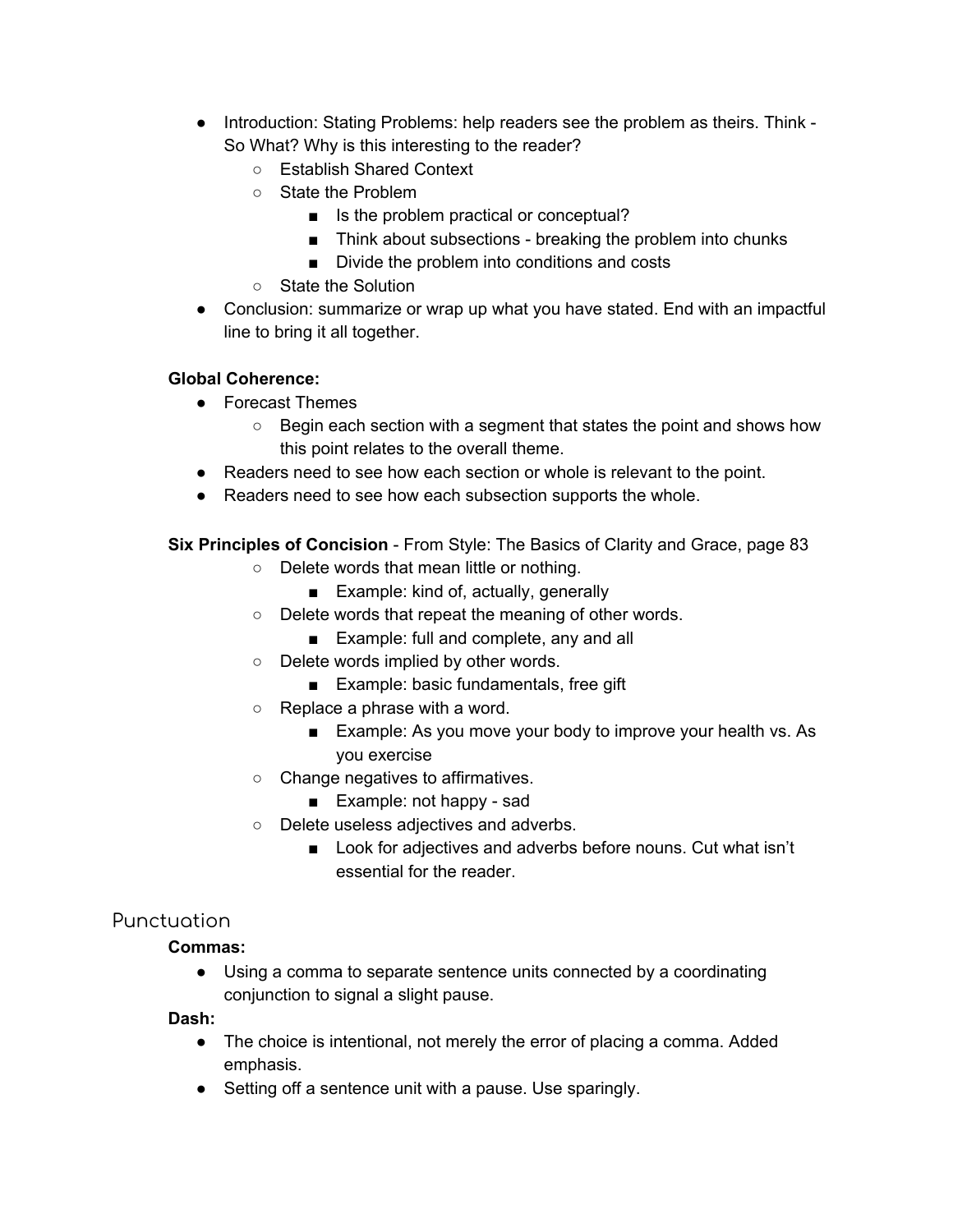- Introduction: Stating Problems: help readers see the problem as theirs. Think - So What? Why is this interesting to the reader?
    - Establish Shared Context
    - State the Problem
        - Is the problem practical or conceptual?
        - Think about subsections - breaking the problem into chunks
        - Divide the problem into conditions and costs
    - State the Solution
- Conclusion: summarize or wrap up what you have stated. End with an impactful line to bring it all together.

**Global Coherence:**

- Forecast Themes
    - Begin each section with a segment that states the point and shows how this point relates to the overall theme.
- Readers need to see how each section or whole is relevant to the point.
- Readers need to see how each subsection supports the whole.

**Six Principles of Concision** - From Style: The Basics of Clarity and Grace, page 83

- Delete words that mean little or nothing.
    - Example: kind of, actually, generally
- Delete words that repeat the meaning of other words.
    - Example: full and complete, any and all
- Delete words implied by other words.
    - Example: basic fundamentals, free gift
- Replace a phrase with a word.
    - Example: As you move your body to improve your health vs. As you exercise
- Change negatives to affirmatives.
    - Example: not happy - sad
- Delete useless adjectives and adverbs.
    - Look for adjectives and adverbs before nouns. Cut what isn't essential for the reader.

## Punctuation

**Commas:**

- Using a comma to separate sentence units connected by a coordinating conjunction to signal a slight pause.

**Dash:**

- The choice is intentional, not merely the error of placing a comma. Added emphasis.
- Setting off a sentence unit with a pause. Use sparingly.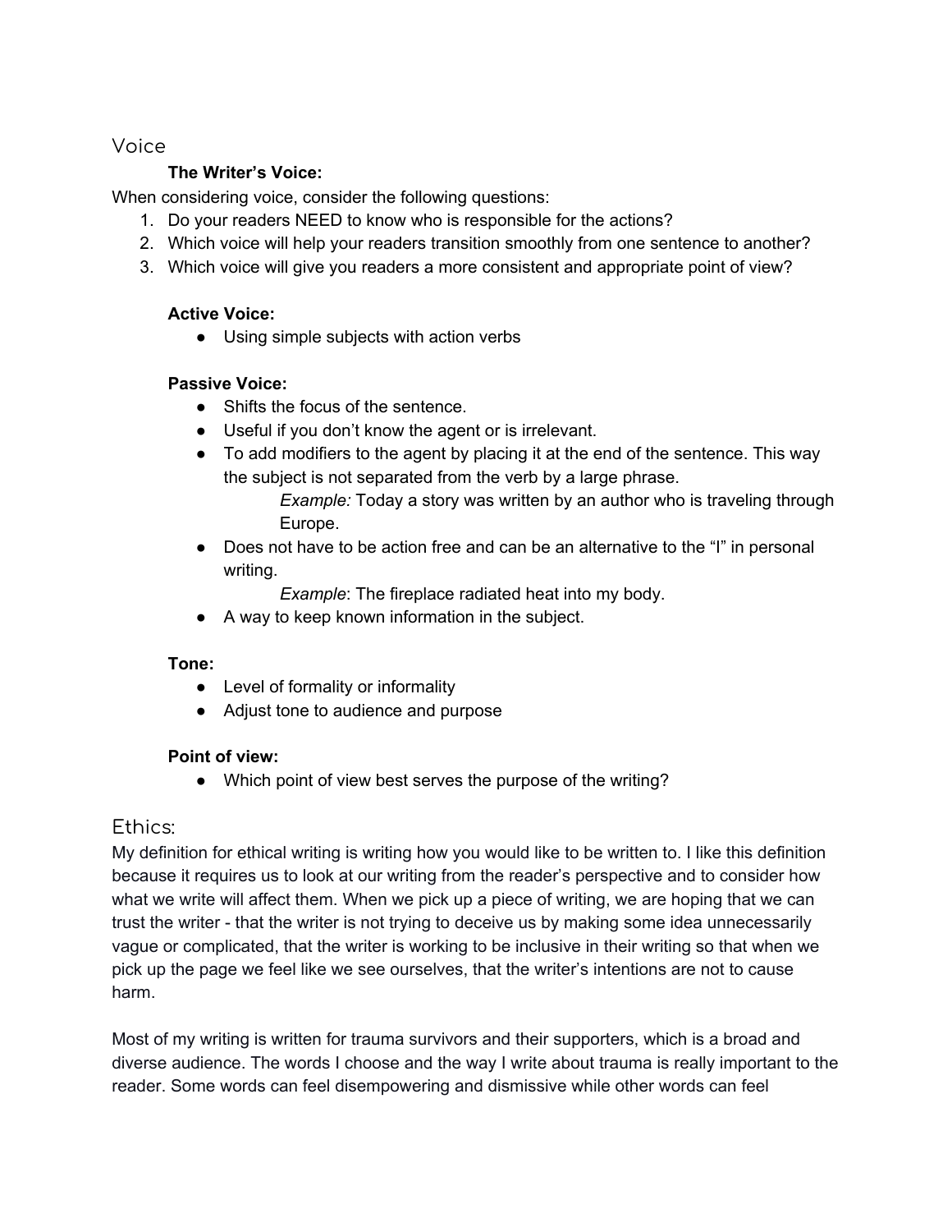## Voice

### The Writer's Voice:

When considering voice, consider the following questions:

1. Do your readers NEED to know who is responsible for the actions?
2. Which voice will help your readers transition smoothly from one sentence to another?
3. Which voice will give you readers a more consistent and appropriate point of view?

**Active Voice:**

- Using simple subjects with action verbs

**Passive Voice:**

- Shifts the focus of the sentence.
- Useful if you don't know the agent or is irrelevant.
- To add modifiers to the agent by placing it at the end of the sentence. This way the subject is not separated from the verb by a large phrase.

  *Example:* Today a story was written by an author who is traveling through Europe.
- Does not have to be action free and can be an alternative to the "I" in personal writing.

  *Example*: The fireplace radiated heat into my body.
- A way to keep known information in the subject.

**Tone:**

- Level of formality or informality
- Adjust tone to audience and purpose

**Point of view:**

- Which point of view best serves the purpose of the writing?

## Ethics:

My definition for ethical writing is writing how you would like to be written to. I like this definition because it requires us to look at our writing from the reader's perspective and to consider how what we write will affect them. When we pick up a piece of writing, we are hoping that we can trust the writer - that the writer is not trying to deceive us by making some idea unnecessarily vague or complicated, that the writer is working to be inclusive in their writing so that when we pick up the page we feel like we see ourselves, that the writer's intentions are not to cause harm.

Most of my writing is written for trauma survivors and their supporters, which is a broad and diverse audience. The words I choose and the way I write about trauma is really important to the reader. Some words can feel disempowering and dismissive while other words can feel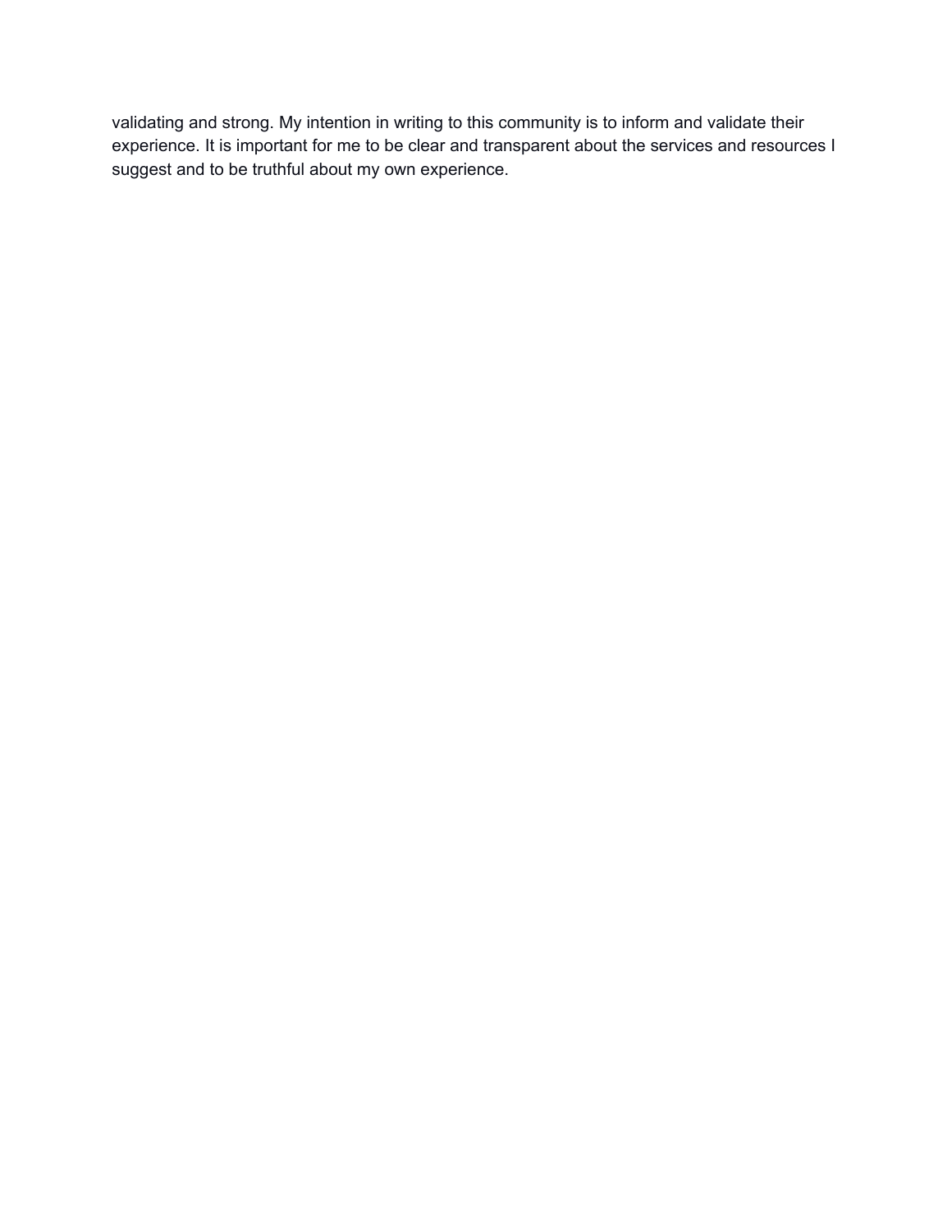validating and strong. My intention in writing to this community is to inform and validate their experience. It is important for me to be clear and transparent about the services and resources I suggest and to be truthful about my own experience.